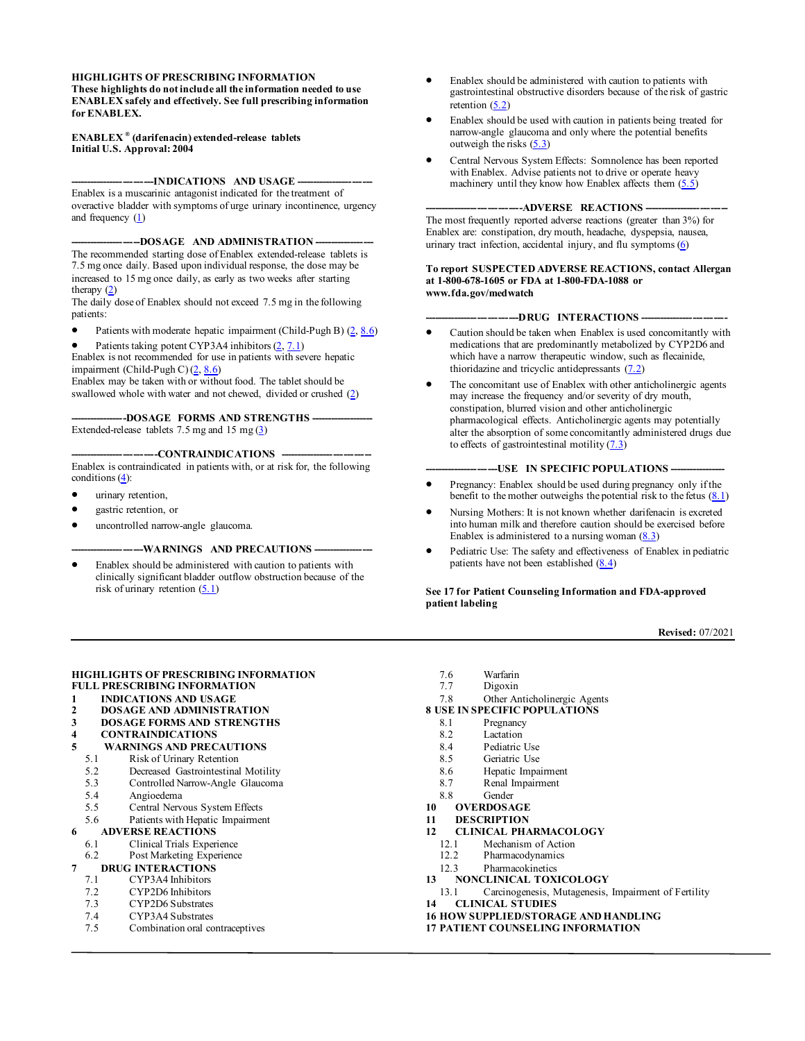**HIGHLIGHTS OF PRESCRIBING INFORMATION**
**These highlights do not include all the information needed to use ENABLEX safely and effectively. See full prescribing information for ENABLEX.**

**ENABLEX® (darifenacin) extended-release tablets**
**Initial U.S. Approval: 2004**

## INDICATIONS AND USAGE

Enablex is a muscarinic antagonist indicated for the treatment of overactive bladder with symptoms of urge urinary incontinence, urgency and frequency (1)

## DOSAGE AND ADMINISTRATION

The recommended starting dose of Enablex extended-release tablets is 7.5 mg once daily. Based upon individual response, the dose may be increased to 15 mg once daily, as early as two weeks after starting therapy (2)

The daily dose of Enablex should not exceed 7.5 mg in the following patients:

- Patients with moderate hepatic impairment (Child-Pugh B) (2, 8.6)
- Patients taking potent CYP3A4 inhibitors (2, 7.1)

Enablex is not recommended for use in patients with severe hepatic impairment (Child-Pugh C) (2, 8.6)

Enablex may be taken with or without food. The tablet should be swallowed whole with water and not chewed, divided or crushed (2)

## DOSAGE FORMS AND STRENGTHS

Extended-release tablets 7.5 mg and 15 mg (3)

## CONTRAINDICATIONS

Enablex is contraindicated in patients with, or at risk for, the following conditions (4):

- urinary retention,
- gastric retention, or
- uncontrolled narrow-angle glaucoma.

## WARNINGS AND PRECAUTIONS

- Enablex should be administered with caution to patients with clinically significant bladder outflow obstruction because of the risk of urinary retention (5.1)
- Enablex should be administered with caution to patients with gastrointestinal obstructive disorders because of the risk of gastric retention (5.2)
- Enablex should be used with caution in patients being treated for narrow-angle glaucoma and only where the potential benefits outweigh the risks (5.3)
- Central Nervous System Effects: Somnolence has been reported with Enablex. Advise patients not to drive or operate heavy machinery until they know how Enablex affects them (5.5)

## ADVERSE REACTIONS

The most frequently reported adverse reactions (greater than 3%) for Enablex are: constipation, dry mouth, headache, dyspepsia, nausea, urinary tract infection, accidental injury, and flu symptoms (6)

**To report SUSPECTED ADVERSE REACTIONS, contact Allergan at 1-800-678-1605 or FDA at 1-800-FDA-1088 or www.fda.gov/medwatch**

## DRUG INTERACTIONS

- Caution should be taken when Enablex is used concomitantly with medications that are predominantly metabolized by CYP2D6 and which have a narrow therapeutic window, such as flecainide, thioridazine and tricyclic antidepressants (7.2)
- The concomitant use of Enablex with other anticholinergic agents may increase the frequency and/or severity of dry mouth, constipation, blurred vision and other anticholinergic pharmacological effects. Anticholinergic agents may potentially alter the absorption of some concomitantly administered drugs due to effects of gastrointestinal motility (7.3)

## USE IN SPECIFIC POPULATIONS

- Pregnancy: Enablex should be used during pregnancy only if the benefit to the mother outweighs the potential risk to the fetus (8.1)
- Nursing Mothers: It is not known whether darifenacin is excreted into human milk and therefore caution should be exercised before Enablex is administered to a nursing woman (8.3)
- Pediatric Use: The safety and effectiveness of Enablex in pediatric patients have not been established (8.4)

**See 17 for Patient Counseling Information and FDA-approved patient labeling**

**Revised:** 07/2021

**HIGHLIGHTS OF PRESCRIBING INFORMATION**
**FULL PRESCRIBING INFORMATION**

**1 INDICATIONS AND USAGE**
**2 DOSAGE AND ADMINISTRATION**
**3 DOSAGE FORMS AND STRENGTHS**
**4 CONTRAINDICATIONS**
**5 WARNINGS AND PRECAUTIONS**
- 5.1 Risk of Urinary Retention
- 5.2 Decreased Gastrointestinal Motility
- 5.3 Controlled Narrow-Angle Glaucoma
- 5.4 Angioedema
- 5.5 Central Nervous System Effects
- 5.6 Patients with Hepatic Impairment

**6 ADVERSE REACTIONS**
- 6.1 Clinical Trials Experience
- 6.2 Post Marketing Experience

**7 DRUG INTERACTIONS**
- 7.1 CYP3A4 Inhibitors
- 7.2 CYP2D6 Inhibitors
- 7.3 CYP2D6 Substrates
- 7.4 CYP3A4 Substrates
- 7.5 Combination oral contraceptives
- 7.6 Warfarin
- 7.7 Digoxin
- 7.8 Other Anticholinergic Agents

**8 USE IN SPECIFIC POPULATIONS**
- 8.1 Pregnancy
- 8.2 Lactation
- 8.4 Pediatric Use
- 8.5 Geriatric Use
- 8.6 Hepatic Impairment
- 8.7 Renal Impairment
- 8.8 Gender

**10 OVERDOSAGE**
**11 DESCRIPTION**
**12 CLINICAL PHARMACOLOGY**
- 12.1 Mechanism of Action
- 12.2 Pharmacodynamics
- 12.3 Pharmacokinetics

**13 NONCLINICAL TOXICOLOGY**
- 13.1 Carcinogenesis, Mutagenesis, Impairment of Fertility

**14 CLINICAL STUDIES**
**16 HOW SUPPLIED/STORAGE AND HANDLING**
**17 PATIENT COUNSELING INFORMATION**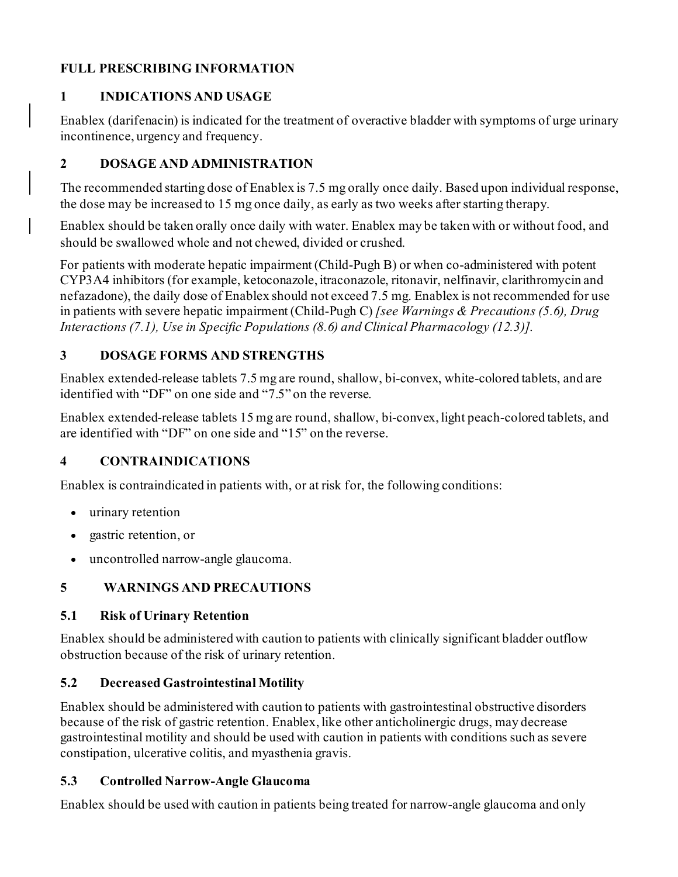# FULL PRESCRIBING INFORMATION

## 1 INDICATIONS AND USAGE

Enablex (darifenacin) is indicated for the treatment of overactive bladder with symptoms of urge urinary incontinence, urgency and frequency.

## 2 DOSAGE AND ADMINISTRATION

The recommended starting dose of Enablex is 7.5 mg orally once daily. Based upon individual response, the dose may be increased to 15 mg once daily, as early as two weeks after starting therapy.

Enablex should be taken orally once daily with water. Enablex may be taken with or without food, and should be swallowed whole and not chewed, divided or crushed.

For patients with moderate hepatic impairment (Child-Pugh B) or when co-administered with potent CYP3A4 inhibitors (for example, ketoconazole, itraconazole, ritonavir, nelfinavir, clarithromycin and nefazadone), the daily dose of Enablex should not exceed 7.5 mg. Enablex is not recommended for use in patients with severe hepatic impairment (Child-Pugh C) *[see Warnings & Precautions (5.6), Drug Interactions (7.1), Use in Specific Populations (8.6) and Clinical Pharmacology (12.3)].*

## 3 DOSAGE FORMS AND STRENGTHS

Enablex extended-release tablets 7.5 mg are round, shallow, bi-convex, white-colored tablets, and are identified with "DF" on one side and "7.5" on the reverse.

Enablex extended-release tablets 15 mg are round, shallow, bi-convex, light peach-colored tablets, and are identified with "DF" on one side and "15" on the reverse.

## 4 CONTRAINDICATIONS

Enablex is contraindicated in patients with, or at risk for, the following conditions:

- urinary retention
- gastric retention, or
- uncontrolled narrow-angle glaucoma.

## 5 WARNINGS AND PRECAUTIONS

### 5.1 Risk of Urinary Retention

Enablex should be administered with caution to patients with clinically significant bladder outflow obstruction because of the risk of urinary retention.

### 5.2 Decreased Gastrointestinal Motility

Enablex should be administered with caution to patients with gastrointestinal obstructive disorders because of the risk of gastric retention. Enablex, like other anticholinergic drugs, may decrease gastrointestinal motility and should be used with caution in patients with conditions such as severe constipation, ulcerative colitis, and myasthenia gravis.

### 5.3 Controlled Narrow-Angle Glaucoma

Enablex should be used with caution in patients being treated for narrow-angle glaucoma and only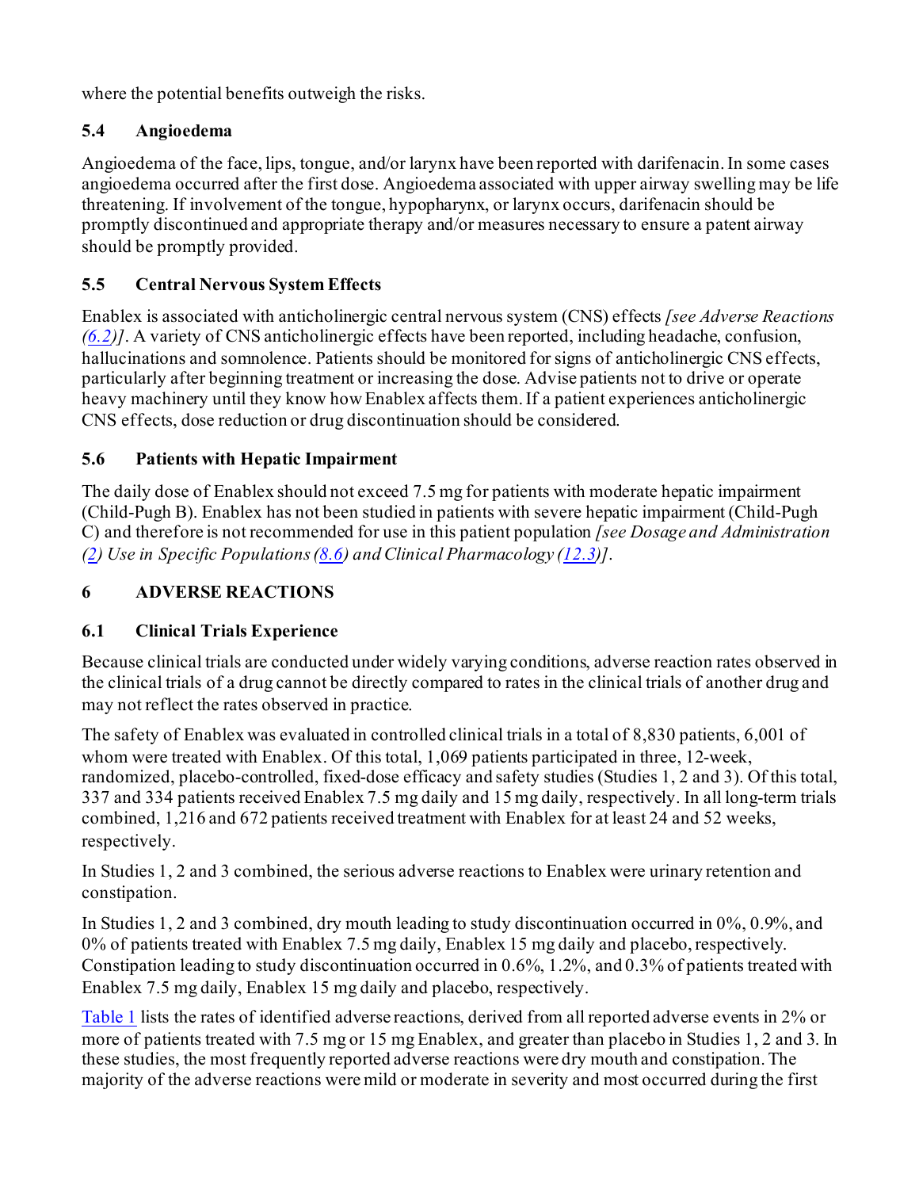where the potential benefits outweigh the risks.

### 5.4 Angioedema

Angioedema of the face, lips, tongue, and/or larynx have been reported with darifenacin. In some cases angioedema occurred after the first dose. Angioedema associated with upper airway swelling may be life threatening. If involvement of the tongue, hypopharynx, or larynx occurs, darifenacin should be promptly discontinued and appropriate therapy and/or measures necessary to ensure a patent airway should be promptly provided.

### 5.5 Central Nervous System Effects

Enablex is associated with anticholinergic central nervous system (CNS) effects *[see Adverse Reactions (6.2)]*. A variety of CNS anticholinergic effects have been reported, including headache, confusion, hallucinations and somnolence. Patients should be monitored for signs of anticholinergic CNS effects, particularly after beginning treatment or increasing the dose. Advise patients not to drive or operate heavy machinery until they know how Enablex affects them. If a patient experiences anticholinergic CNS effects, dose reduction or drug discontinuation should be considered.

### 5.6 Patients with Hepatic Impairment

The daily dose of Enablex should not exceed 7.5 mg for patients with moderate hepatic impairment (Child-Pugh B). Enablex has not been studied in patients with severe hepatic impairment (Child-Pugh C) and therefore is not recommended for use in this patient population *[see Dosage and Administration (2) Use in Specific Populations (8.6) and Clinical Pharmacology (12.3)]*.

## 6 ADVERSE REACTIONS

### 6.1 Clinical Trials Experience

Because clinical trials are conducted under widely varying conditions, adverse reaction rates observed in the clinical trials of a drug cannot be directly compared to rates in the clinical trials of another drug and may not reflect the rates observed in practice.

The safety of Enablex was evaluated in controlled clinical trials in a total of 8,830 patients, 6,001 of whom were treated with Enablex. Of this total, 1,069 patients participated in three, 12-week, randomized, placebo-controlled, fixed-dose efficacy and safety studies (Studies 1, 2 and 3). Of this total, 337 and 334 patients received Enablex 7.5 mg daily and 15 mg daily, respectively. In all long-term trials combined, 1,216 and 672 patients received treatment with Enablex for at least 24 and 52 weeks, respectively.

In Studies 1, 2 and 3 combined, the serious adverse reactions to Enablex were urinary retention and constipation.

In Studies 1, 2 and 3 combined, dry mouth leading to study discontinuation occurred in 0%, 0.9%, and 0% of patients treated with Enablex 7.5 mg daily, Enablex 15 mg daily and placebo, respectively. Constipation leading to study discontinuation occurred in 0.6%, 1.2%, and 0.3% of patients treated with Enablex 7.5 mg daily, Enablex 15 mg daily and placebo, respectively.

Table 1 lists the rates of identified adverse reactions, derived from all reported adverse events in 2% or more of patients treated with 7.5 mg or 15 mg Enablex, and greater than placebo in Studies 1, 2 and 3. In these studies, the most frequently reported adverse reactions were dry mouth and constipation. The majority of the adverse reactions were mild or moderate in severity and most occurred during the first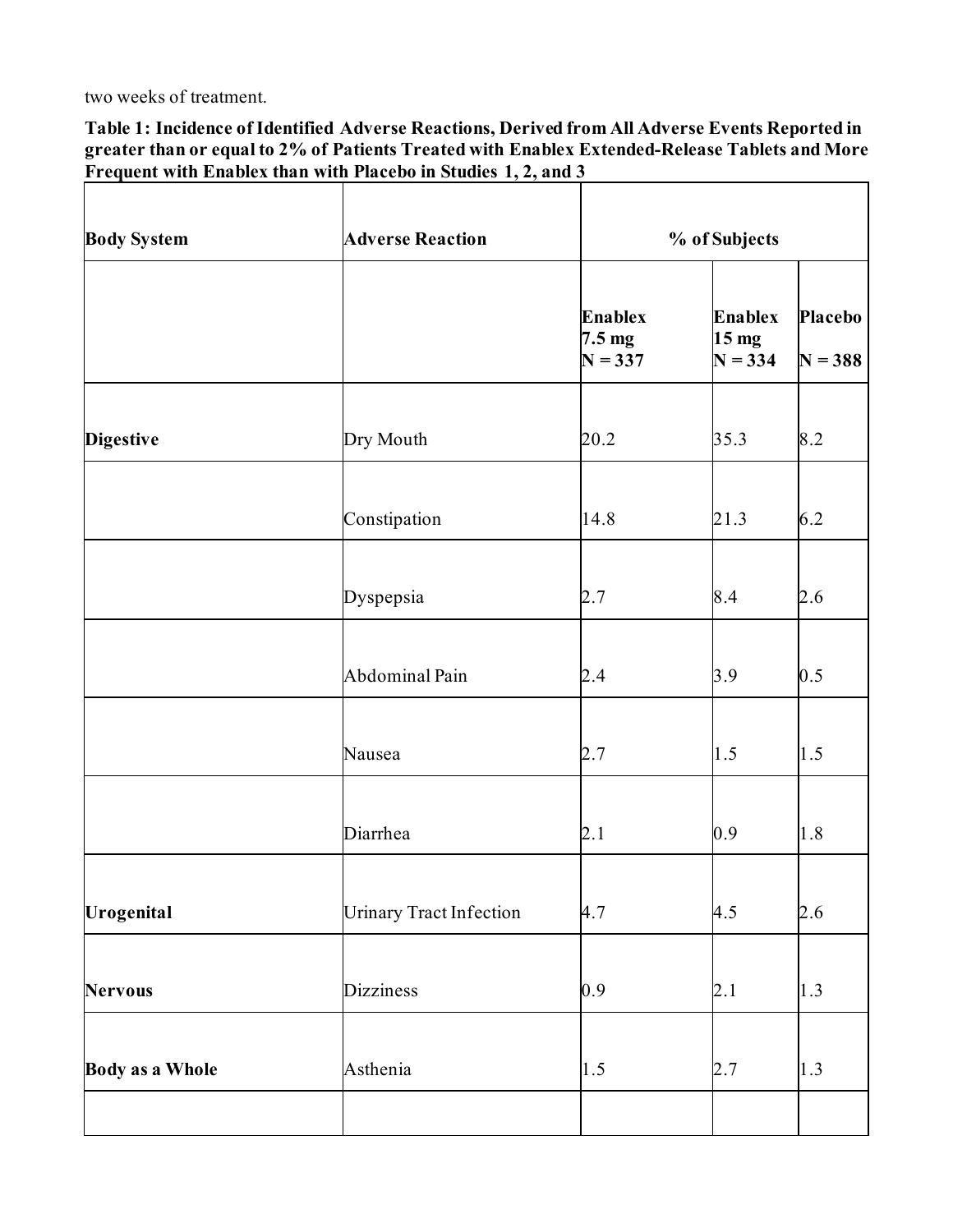two weeks of treatment.

**Table 1: Incidence of Identified Adverse Reactions, Derived from All Adverse Events Reported in greater than or equal to 2% of Patients Treated with Enablex Extended-Release Tablets and More Frequent with Enablex than with Placebo in Studies 1, 2, and 3**

| Body System | Adverse Reaction | % of Subjects | | |
|---|---|---|---|---|
| | | Enablex 7.5 mg N = 337 | Enablex 15 mg N = 334 | Placebo N = 388 |
| Digestive | Dry Mouth | 20.2 | 35.3 | 8.2 |
| | Constipation | 14.8 | 21.3 | 6.2 |
| | Dyspepsia | 2.7 | 8.4 | 2.6 |
| | Abdominal Pain | 2.4 | 3.9 | 0.5 |
| | Nausea | 2.7 | 1.5 | 1.5 |
| | Diarrhea | 2.1 | 0.9 | 1.8 |
| Urogenital | Urinary Tract Infection | 4.7 | 4.5 | 2.6 |
| Nervous | Dizziness | 0.9 | 2.1 | 1.3 |
| Body as a Whole | Asthenia | 1.5 | 2.7 | 1.3 |
| | | | | |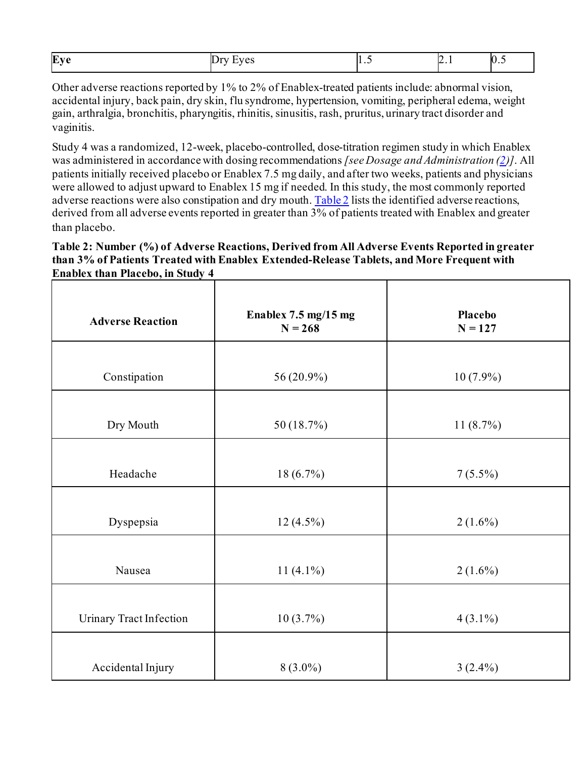| Eye | Dry Eyes | 1.5 | 2.1 | 0.5 |
|---|---|---|---|---|

Other adverse reactions reported by 1% to 2% of Enablex-treated patients include: abnormal vision, accidental injury, back pain, dry skin, flu syndrome, hypertension, vomiting, peripheral edema, weight gain, arthralgia, bronchitis, pharyngitis, rhinitis, sinusitis, rash, pruritus, urinary tract disorder and vaginitis.

Study 4 was a randomized, 12-week, placebo-controlled, dose-titration regimen study in which Enablex was administered in accordance with dosing recommendations *[see Dosage and Administration (2)]*. All patients initially received placebo or Enablex 7.5 mg daily, and after two weeks, patients and physicians were allowed to adjust upward to Enablex 15 mg if needed. In this study, the most commonly reported adverse reactions were also constipation and dry mouth. Table 2 lists the identified adverse reactions, derived from all adverse events reported in greater than 3% of patients treated with Enablex and greater than placebo.

**Table 2: Number (%) of Adverse Reactions, Derived from All Adverse Events Reported in greater than 3% of Patients Treated with Enablex Extended-Release Tablets, and More Frequent with Enablex than Placebo, in Study 4**

| Adverse Reaction | Enablex 7.5 mg/15 mg N = 268 | Placebo N = 127 |
|---|---|---|
| Constipation | 56 (20.9%) | 10 (7.9%) |
| Dry Mouth | 50 (18.7%) | 11 (8.7%) |
| Headache | 18 (6.7%) | 7 (5.5%) |
| Dyspepsia | 12 (4.5%) | 2 (1.6%) |
| Nausea | 11 (4.1%) | 2 (1.6%) |
| Urinary Tract Infection | 10 (3.7%) | 4 (3.1%) |
| Accidental Injury | 8 (3.0%) | 3 (2.4%) |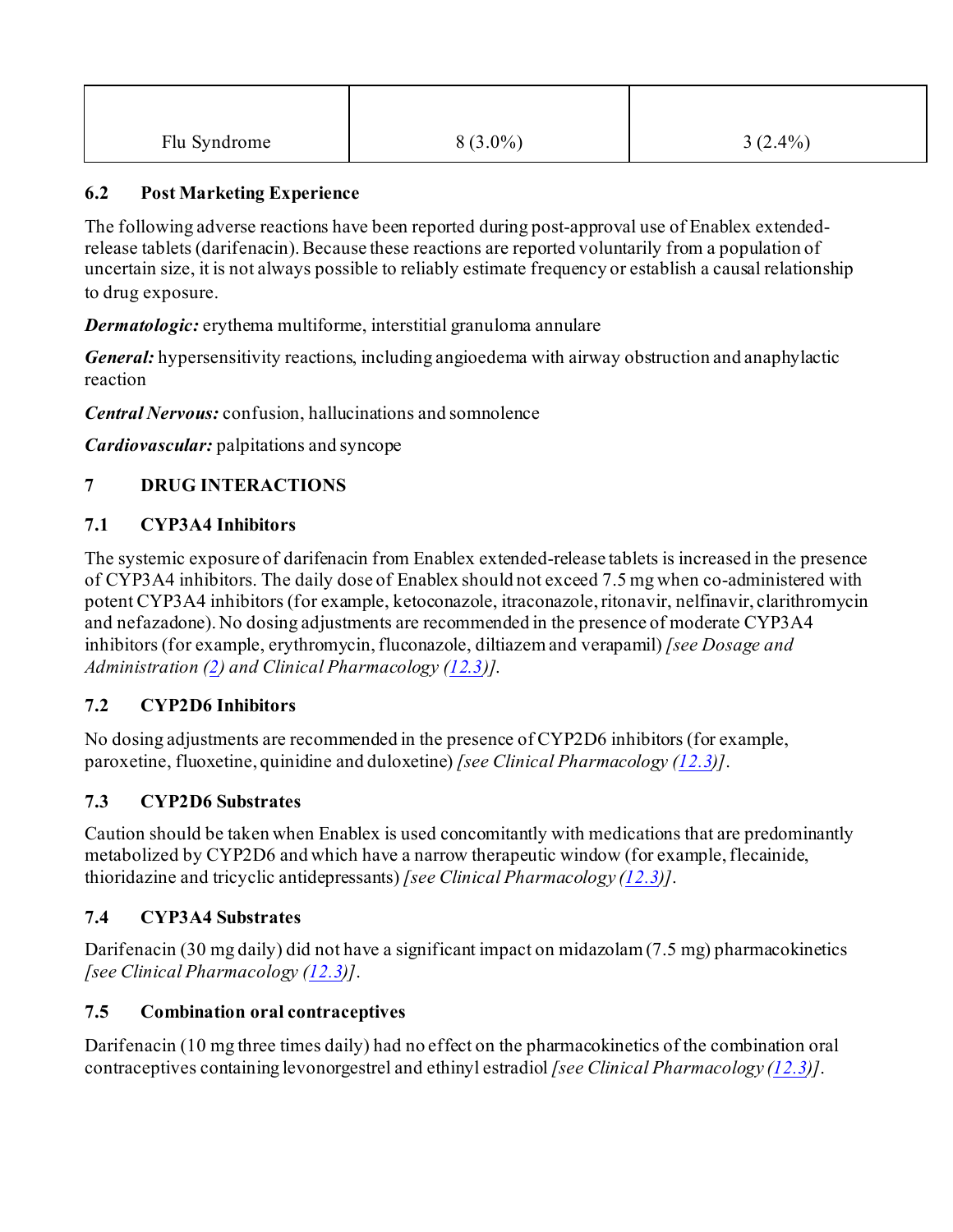| Flu Syndrome | 8 (3.0%) | 3 (2.4%) |
|---|---|---|

### 6.2 Post Marketing Experience

The following adverse reactions have been reported during post-approval use of Enablex extended-release tablets (darifenacin). Because these reactions are reported voluntarily from a population of uncertain size, it is not always possible to reliably estimate frequency or establish a causal relationship to drug exposure.

***Dermatologic:*** erythema multiforme, interstitial granuloma annulare

***General:*** hypersensitivity reactions, including angioedema with airway obstruction and anaphylactic reaction

***Central Nervous:*** confusion, hallucinations and somnolence

***Cardiovascular:*** palpitations and syncope

## 7 DRUG INTERACTIONS

### 7.1 CYP3A4 Inhibitors

The systemic exposure of darifenacin from Enablex extended-release tablets is increased in the presence of CYP3A4 inhibitors. The daily dose of Enablex should not exceed 7.5 mg when co-administered with potent CYP3A4 inhibitors (for example, ketoconazole, itraconazole, ritonavir, nelfinavir, clarithromycin and nefazadone). No dosing adjustments are recommended in the presence of moderate CYP3A4 inhibitors (for example, erythromycin, fluconazole, diltiazem and verapamil) *[see Dosage and Administration (2) and Clinical Pharmacology (12.3)]*.

### 7.2 CYP2D6 Inhibitors

No dosing adjustments are recommended in the presence of CYP2D6 inhibitors (for example, paroxetine, fluoxetine, quinidine and duloxetine) *[see Clinical Pharmacology (12.3)]*.

### 7.3 CYP2D6 Substrates

Caution should be taken when Enablex is used concomitantly with medications that are predominantly metabolized by CYP2D6 and which have a narrow therapeutic window (for example, flecainide, thioridazine and tricyclic antidepressants) *[see Clinical Pharmacology (12.3)]*.

### 7.4 CYP3A4 Substrates

Darifenacin (30 mg daily) did not have a significant impact on midazolam (7.5 mg) pharmacokinetics *[see Clinical Pharmacology (12.3)]*.

### 7.5 Combination oral contraceptives

Darifenacin (10 mg three times daily) had no effect on the pharmacokinetics of the combination oral contraceptives containing levonorgestrel and ethinyl estradiol *[see Clinical Pharmacology (12.3)]*.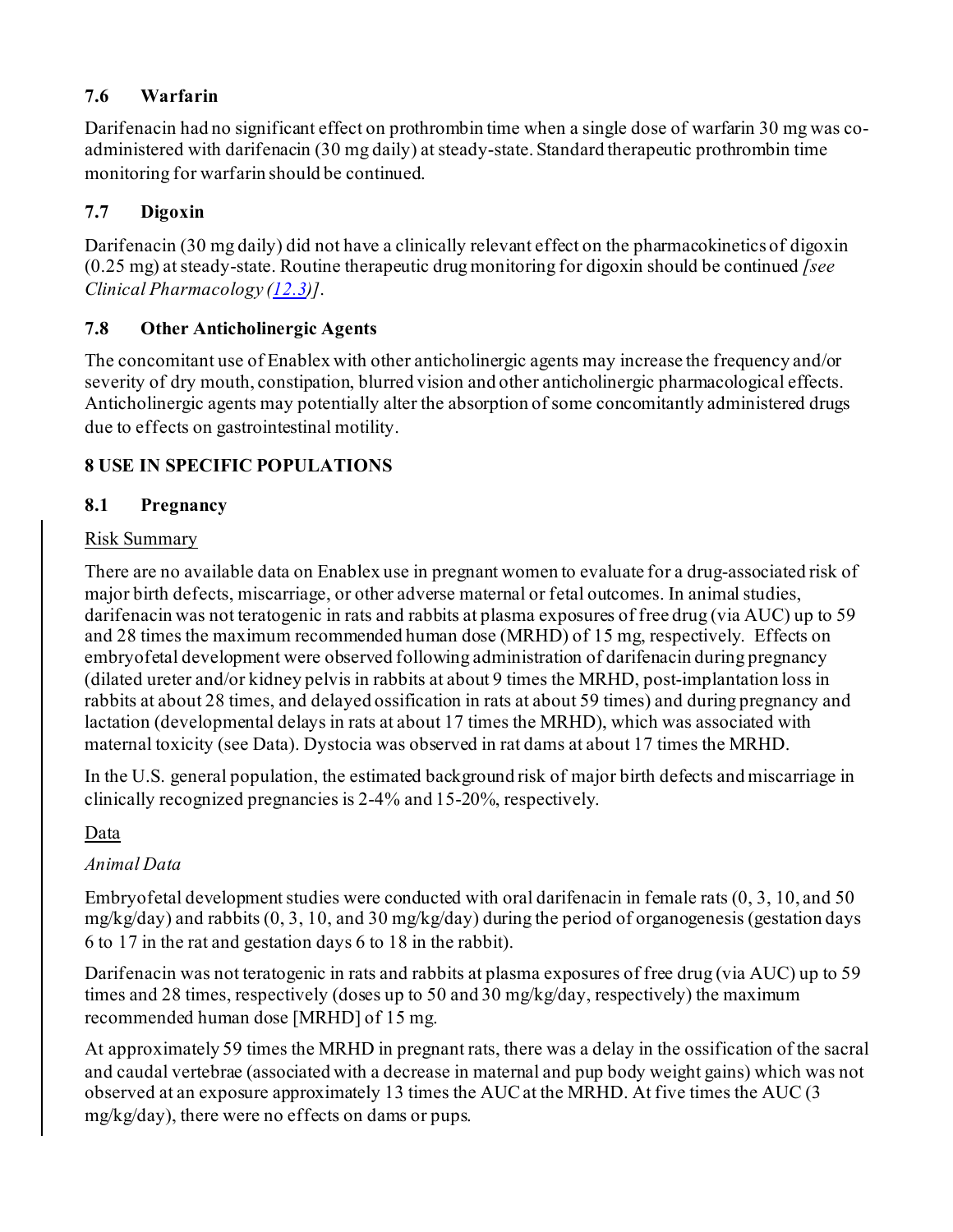### 7.6 Warfarin

Darifenacin had no significant effect on prothrombin time when a single dose of warfarin 30 mg was co-administered with darifenacin (30 mg daily) at steady-state. Standard therapeutic prothrombin time monitoring for warfarin should be continued.

### 7.7 Digoxin

Darifenacin (30 mg daily) did not have a clinically relevant effect on the pharmacokinetics of digoxin (0.25 mg) at steady-state. Routine therapeutic drug monitoring for digoxin should be continued *[see Clinical Pharmacology (12.3)]*.

### 7.8 Other Anticholinergic Agents

The concomitant use of Enablex with other anticholinergic agents may increase the frequency and/or severity of dry mouth, constipation, blurred vision and other anticholinergic pharmacological effects. Anticholinergic agents may potentially alter the absorption of some concomitantly administered drugs due to effects on gastrointestinal motility.

## 8 USE IN SPECIFIC POPULATIONS

### 8.1 Pregnancy

Risk Summary

There are no available data on Enablex use in pregnant women to evaluate for a drug-associated risk of major birth defects, miscarriage, or other adverse maternal or fetal outcomes. In animal studies, darifenacin was not teratogenic in rats and rabbits at plasma exposures of free drug (via AUC) up to 59 and 28 times the maximum recommended human dose (MRHD) of 15 mg, respectively. Effects on embryofetal development were observed following administration of darifenacin during pregnancy (dilated ureter and/or kidney pelvis in rabbits at about 9 times the MRHD, post-implantation loss in rabbits at about 28 times, and delayed ossification in rats at about 59 times) and during pregnancy and lactation (developmental delays in rats at about 17 times the MRHD), which was associated with maternal toxicity (see Data). Dystocia was observed in rat dams at about 17 times the MRHD.

In the U.S. general population, the estimated background risk of major birth defects and miscarriage in clinically recognized pregnancies is 2-4% and 15-20%, respectively.

Data

*Animal Data*

Embryofetal development studies were conducted with oral darifenacin in female rats (0, 3, 10, and 50 mg/kg/day) and rabbits (0, 3, 10, and 30 mg/kg/day) during the period of organogenesis (gestation days 6 to 17 in the rat and gestation days 6 to 18 in the rabbit).

Darifenacin was not teratogenic in rats and rabbits at plasma exposures of free drug (via AUC) up to 59 times and 28 times, respectively (doses up to 50 and 30 mg/kg/day, respectively) the maximum recommended human dose [MRHD] of 15 mg.

At approximately 59 times the MRHD in pregnant rats, there was a delay in the ossification of the sacral and caudal vertebrae (associated with a decrease in maternal and pup body weight gains) which was not observed at an exposure approximately 13 times the AUC at the MRHD. At five times the AUC (3 mg/kg/day), there were no effects on dams or pups.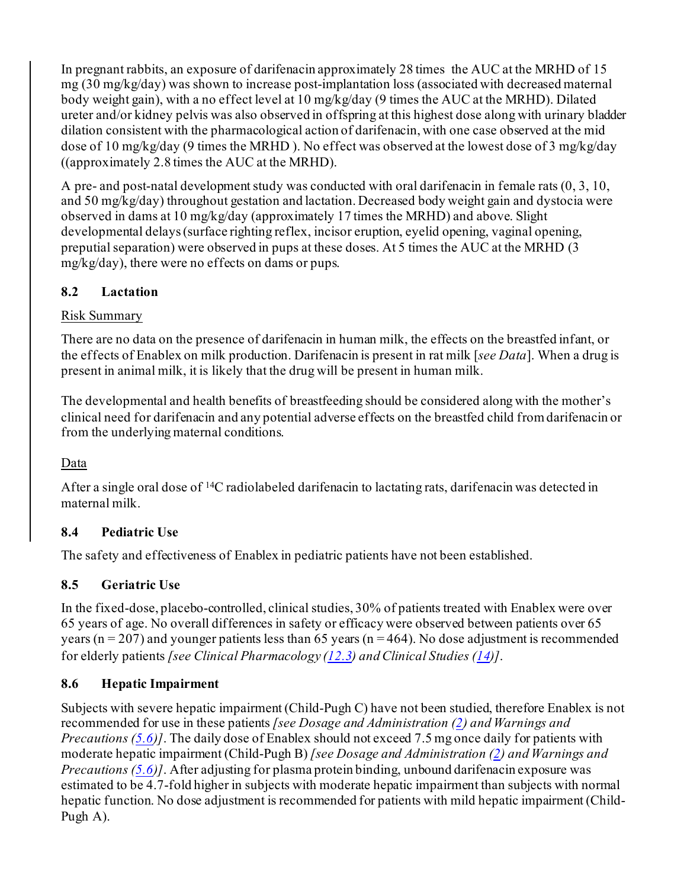In pregnant rabbits, an exposure of darifenacin approximately 28 times the AUC at the MRHD of 15 mg (30 mg/kg/day) was shown to increase post-implantation loss (associated with decreased maternal body weight gain), with a no effect level at 10 mg/kg/day (9 times the AUC at the MRHD). Dilated ureter and/or kidney pelvis was also observed in offspring at this highest dose along with urinary bladder dilation consistent with the pharmacological action of darifenacin, with one case observed at the mid dose of 10 mg/kg/day (9 times the MRHD ). No effect was observed at the lowest dose of 3 mg/kg/day ((approximately 2.8 times the AUC at the MRHD).

A pre- and post-natal development study was conducted with oral darifenacin in female rats (0, 3, 10, and 50 mg/kg/day) throughout gestation and lactation. Decreased body weight gain and dystocia were observed in dams at 10 mg/kg/day (approximately 17 times the MRHD) and above. Slight developmental delays (surface righting reflex, incisor eruption, eyelid opening, vaginal opening, preputial separation) were observed in pups at these doses. At 5 times the AUC at the MRHD (3 mg/kg/day), there were no effects on dams or pups.

### 8.2 Lactation

Risk Summary

There are no data on the presence of darifenacin in human milk, the effects on the breastfed infant, or the effects of Enablex on milk production. Darifenacin is present in rat milk [*see Data*]. When a drug is present in animal milk, it is likely that the drug will be present in human milk.

The developmental and health benefits of breastfeeding should be considered along with the mother's clinical need for darifenacin and any potential adverse effects on the breastfed child from darifenacin or from the underlying maternal conditions.

Data

After a single oral dose of $^{14}C$ radiolabeled darifenacin to lactating rats, darifenacin was detected in maternal milk.

### 8.4 Pediatric Use

The safety and effectiveness of Enablex in pediatric patients have not been established.

### 8.5 Geriatric Use

In the fixed-dose, placebo-controlled, clinical studies, 30% of patients treated with Enablex were over 65 years of age. No overall differences in safety or efficacy were observed between patients over 65 years (n = 207) and younger patients less than 65 years (n = 464). No dose adjustment is recommended for elderly patients *[see Clinical Pharmacology (12.3) and Clinical Studies (14)]*.

### 8.6 Hepatic Impairment

Subjects with severe hepatic impairment (Child-Pugh C) have not been studied, therefore Enablex is not recommended for use in these patients *[see Dosage and Administration (2) and Warnings and Precautions (5.6)]*. The daily dose of Enablex should not exceed 7.5 mg once daily for patients with moderate hepatic impairment (Child-Pugh B) *[see Dosage and Administration (2) and Warnings and Precautions (5.6)]*. After adjusting for plasma protein binding, unbound darifenacin exposure was estimated to be 4.7-fold higher in subjects with moderate hepatic impairment than subjects with normal hepatic function. No dose adjustment is recommended for patients with mild hepatic impairment (Child-Pugh A).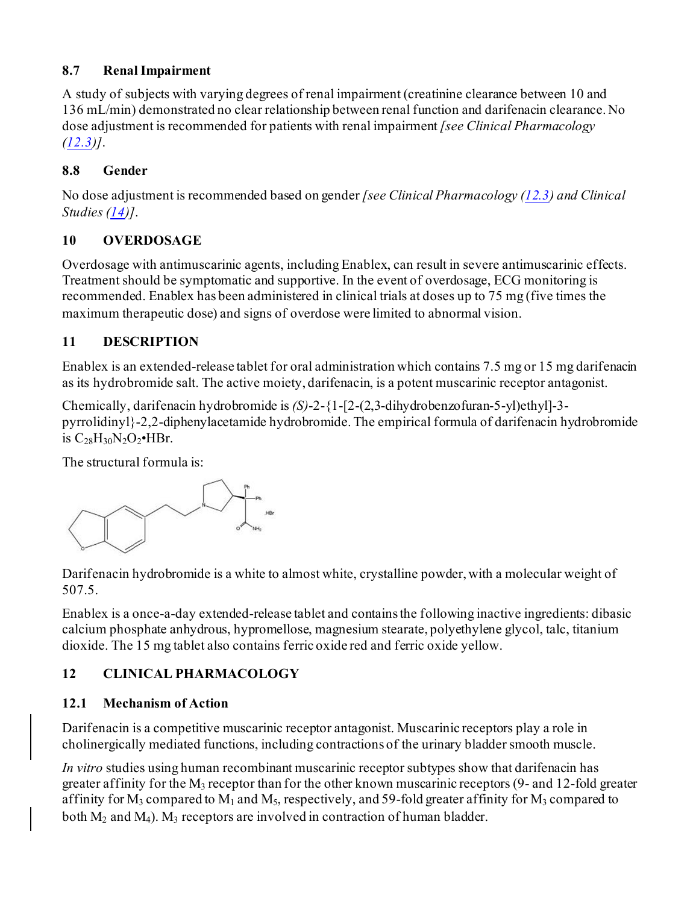### 8.7 Renal Impairment

A study of subjects with varying degrees of renal impairment (creatinine clearance between 10 and 136 mL/min) demonstrated no clear relationship between renal function and darifenacin clearance. No dose adjustment is recommended for patients with renal impairment *[see Clinical Pharmacology (12.3)]*.

### 8.8 Gender

No dose adjustment is recommended based on gender *[see Clinical Pharmacology (12.3) and Clinical Studies (14)]*.

## 10 OVERDOSAGE

Overdosage with antimuscarinic agents, including Enablex, can result in severe antimuscarinic effects. Treatment should be symptomatic and supportive. In the event of overdosage, ECG monitoring is recommended. Enablex has been administered in clinical trials at doses up to 75 mg (five times the maximum therapeutic dose) and signs of overdose were limited to abnormal vision.

## 11 DESCRIPTION

Enablex is an extended-release tablet for oral administration which contains 7.5 mg or 15 mg darifenacin as its hydrobromide salt. The active moiety, darifenacin, is a potent muscarinic receptor antagonist.

Chemically, darifenacin hydrobromide is *(S)*-2-{1-[2-(2,3-dihydrobenzofuran-5-yl)ethyl]-3-pyrrolidinyl}-2,2-diphenylacetamide hydrobromide. The empirical formula of darifenacin hydrobromide is $C_{28}H_{30}N_2O_2$•HBr.

The structural formula is:

Darifenacin hydrobromide is a white to almost white, crystalline powder, with a molecular weight of 507.5.

Enablex is a once-a-day extended-release tablet and contains the following inactive ingredients: dibasic calcium phosphate anhydrous, hypromellose, magnesium stearate, polyethylene glycol, talc, titanium dioxide. The 15 mg tablet also contains ferric oxide red and ferric oxide yellow.

## 12 CLINICAL PHARMACOLOGY

### 12.1 Mechanism of Action

Darifenacin is a competitive muscarinic receptor antagonist. Muscarinic receptors play a role in cholinergically mediated functions, including contractions of the urinary bladder smooth muscle.

*In vitro* studies using human recombinant muscarinic receptor subtypes show that darifenacin has greater affinity for the $M_3$ receptor than for the other known muscarinic receptors (9- and 12-fold greater affinity for $M_3$ compared to $M_1$ and $M_5$, respectively, and 59-fold greater affinity for $M_3$ compared to both $M_2$ and $M_4$). $M_3$ receptors are involved in contraction of human bladder.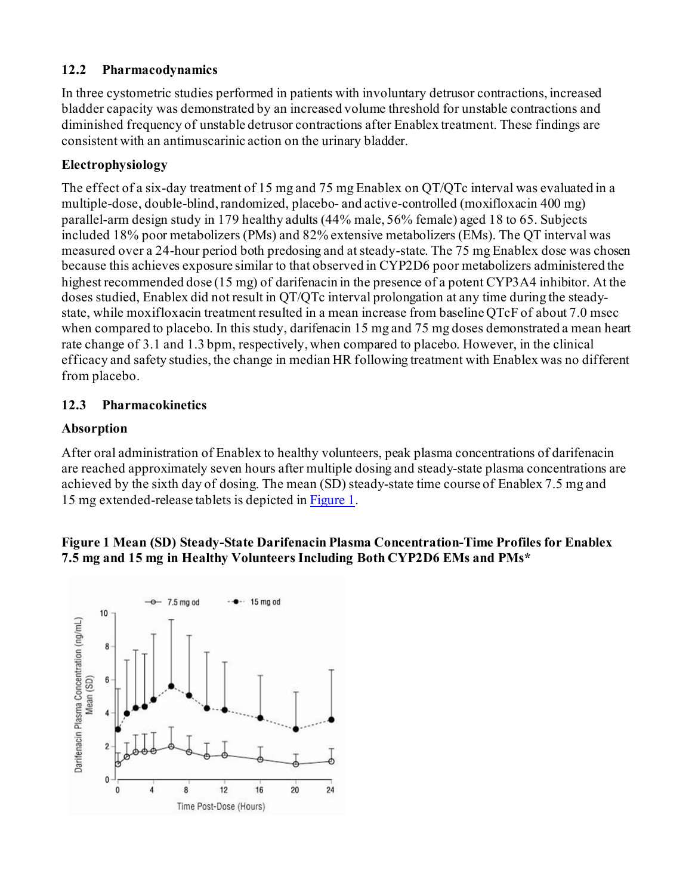### 12.2 Pharmacodynamics

In three cystometric studies performed in patients with involuntary detrusor contractions, increased bladder capacity was demonstrated by an increased volume threshold for unstable contractions and diminished frequency of unstable detrusor contractions after Enablex treatment. These findings are consistent with an antimuscarinic action on the urinary bladder.

**Electrophysiology**

The effect of a six-day treatment of 15 mg and 75 mg Enablex on QT/QTc interval was evaluated in a multiple-dose, double-blind, randomized, placebo- and active-controlled (moxifloxacin 400 mg) parallel-arm design study in 179 healthy adults (44% male, 56% female) aged 18 to 65. Subjects included 18% poor metabolizers (PMs) and 82% extensive metabolizers (EMs). The QT interval was measured over a 24-hour period both predosing and at steady-state. The 75 mg Enablex dose was chosen because this achieves exposure similar to that observed in CYP2D6 poor metabolizers administered the highest recommended dose (15 mg) of darifenacin in the presence of a potent CYP3A4 inhibitor. At the doses studied, Enablex did not result in QT/QTc interval prolongation at any time during the steady-state, while moxifloxacin treatment resulted in a mean increase from baseline QTcF of about 7.0 msec when compared to placebo. In this study, darifenacin 15 mg and 75 mg doses demonstrated a mean heart rate change of 3.1 and 1.3 bpm, respectively, when compared to placebo. However, in the clinical efficacy and safety studies, the change in median HR following treatment with Enablex was no different from placebo.

### 12.3 Pharmacokinetics

**Absorption**

After oral administration of Enablex to healthy volunteers, peak plasma concentrations of darifenacin are reached approximately seven hours after multiple dosing and steady-state plasma concentrations are achieved by the sixth day of dosing. The mean (SD) steady-state time course of Enablex 7.5 mg and 15 mg extended-release tablets is depicted in Figure 1.

**Figure 1 Mean (SD) Steady-State Darifenacin Plasma Concentration-Time Profiles for Enablex 7.5 mg and 15 mg in Healthy Volunteers Including Both CYP2D6 EMs and PMs***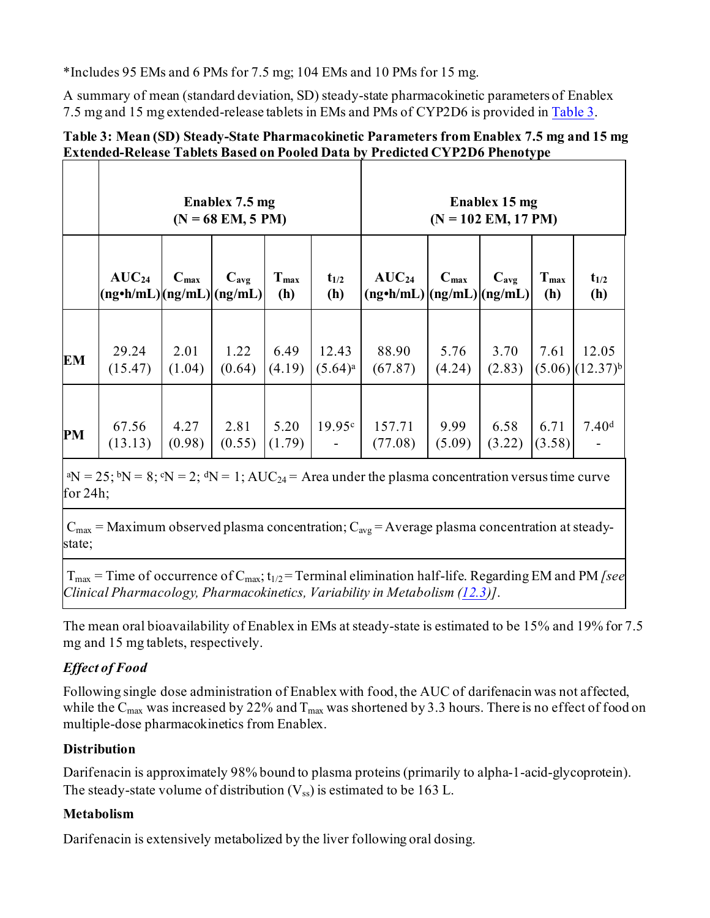*Includes 95 EMs and 6 PMs for 7.5 mg; 104 EMs and 10 PMs for 15 mg.

A summary of mean (standard deviation, SD) steady-state pharmacokinetic parameters of Enablex 7.5 mg and 15 mg extended-release tablets in EMs and PMs of CYP2D6 is provided in Table 3.

**Table 3: Mean (SD) Steady-State Pharmacokinetic Parameters from Enablex 7.5 mg and 15 mg Extended-Release Tablets Based on Pooled Data by Predicted CYP2D6 Phenotype**

| | Enablex 7.5 mg (N = 68 EM, 5 PM) | | | | | Enablex 15 mg (N = 102 EM, 17 PM) | | | | |
|---|---|---|---|---|---|---|---|---|---|---|
| | $AUC_{24}$ (ng•h/mL) | $C_{max}$ (ng/mL) | $C_{avg}$ (ng/mL) | $T_{max}$ (h) | $t_{1/2}$ (h) | $AUC_{24}$ (ng•h/mL) | $C_{max}$ (ng/mL) | $C_{avg}$ (ng/mL) | $T_{max}$ (h) | $t_{1/2}$ (h) |
| **EM** | 29.24 (15.47) | 2.01 (1.04) | 1.22 (0.64) | 6.49 (4.19) | 12.43 (5.64)[a] | 88.90 (67.87) | 5.76 (4.24) | 3.70 (2.83) | 7.61 (5.06) | 12.05 (12.37)[b] |
| **PM** | 67.56 (13.13) | 4.27 (0.98) | 2.81 (0.55) | 5.20 (1.79) | 19.95[c] - | 157.71 (77.08) | 9.99 (5.09) | 6.58 (3.22) | 6.71 (3.58) | 7.40[d] - |

[a]N = 25; [b]N = 8; [c]N = 2; [d]N = 1; $AUC_{24}$ = Area under the plasma concentration versus time curve for 24h;

$C_{max}$ = Maximum observed plasma concentration; $C_{avg}$ = Average plasma concentration at steady-state;

$T_{max}$ = Time of occurrence of $C_{max}$; $t_{1/2}$ = Terminal elimination half-life. Regarding EM and PM *[see Clinical Pharmacology, Pharmacokinetics, Variability in Metabolism (12.3)]*.

The mean oral bioavailability of Enablex in EMs at steady-state is estimated to be 15% and 19% for 7.5 mg and 15 mg tablets, respectively.

### *Effect of Food*

Following single dose administration of Enablex with food, the AUC of darifenacin was not affected, while the $C_{max}$ was increased by 22% and $T_{max}$ was shortened by 3.3 hours. There is no effect of food on multiple-dose pharmacokinetics from Enablex.

### Distribution

Darifenacin is approximately 98% bound to plasma proteins (primarily to alpha-1-acid-glycoprotein). The steady-state volume of distribution ($V_{ss}$) is estimated to be 163 L.

### Metabolism

Darifenacin is extensively metabolized by the liver following oral dosing.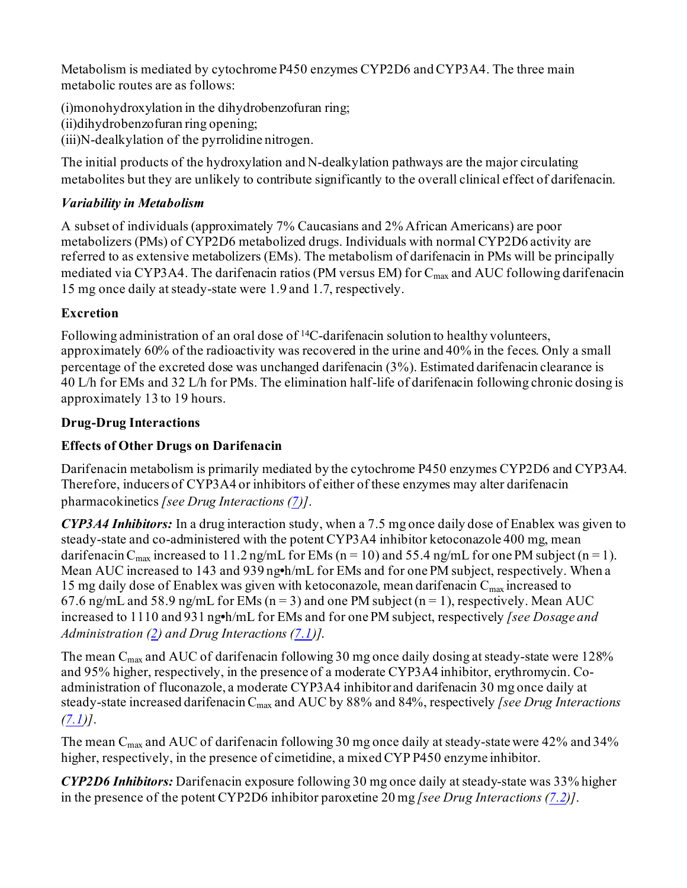Metabolism is mediated by cytochrome P450 enzymes CYP2D6 and CYP3A4. The three main metabolic routes are as follows:

(i) monohydroxylation in the dihydrobenzofuran ring;
(ii) dihydrobenzofuran ring opening;
(iii) N-dealkylation of the pyrrolidine nitrogen.

The initial products of the hydroxylation and N-dealkylation pathways are the major circulating metabolites but they are unlikely to contribute significantly to the overall clinical effect of darifenacin.

***Variability in Metabolism***

A subset of individuals (approximately 7% Caucasians and 2% African Americans) are poor metabolizers (PMs) of CYP2D6 metabolized drugs. Individuals with normal CYP2D6 activity are referred to as extensive metabolizers (EMs). The metabolism of darifenacin in PMs will be principally mediated via CYP3A4. The darifenacin ratios (PM versus EM) for $C_{max}$ and AUC following darifenacin 15 mg once daily at steady-state were 1.9 and 1.7, respectively.

**Excretion**

Following administration of an oral dose of $^{14}$C-darifenacin solution to healthy volunteers, approximately 60% of the radioactivity was recovered in the urine and 40% in the feces. Only a small percentage of the excreted dose was unchanged darifenacin (3%). Estimated darifenacin clearance is 40 L/h for EMs and 32 L/h for PMs. The elimination half-life of darifenacin following chronic dosing is approximately 13 to 19 hours.

**Drug-Drug Interactions**

**Effects of Other Drugs on Darifenacin**

Darifenacin metabolism is primarily mediated by the cytochrome P450 enzymes CYP2D6 and CYP3A4. Therefore, inducers of CYP3A4 or inhibitors of either of these enzymes may alter darifenacin pharmacokinetics *[see Drug Interactions (7)]*.

***CYP3A4 Inhibitors:*** In a drug interaction study, when a 7.5 mg once daily dose of Enablex was given to steady-state and co-administered with the potent CYP3A4 inhibitor ketoconazole 400 mg, mean darifenacin $C_{max}$ increased to 11.2 ng/mL for EMs (n = 10) and 55.4 ng/mL for one PM subject (n = 1). Mean AUC increased to 143 and 939 ng•h/mL for EMs and for one PM subject, respectively. When a 15 mg daily dose of Enablex was given with ketoconazole, mean darifenacin $C_{max}$ increased to 67.6 ng/mL and 58.9 ng/mL for EMs (n = 3) and one PM subject (n = 1), respectively. Mean AUC increased to 1110 and 931 ng•h/mL for EMs and for one PM subject, respectively *[see Dosage and Administration (2) and Drug Interactions (7.1)].*

The mean $C_{max}$ and AUC of darifenacin following 30 mg once daily dosing at steady-state were 128% and 95% higher, respectively, in the presence of a moderate CYP3A4 inhibitor, erythromycin. Co-administration of fluconazole, a moderate CYP3A4 inhibitor and darifenacin 30 mg once daily at steady-state increased darifenacin $C_{max}$ and AUC by 88% and 84%, respectively *[see Drug Interactions (7.1)]*.

The mean $C_{max}$ and AUC of darifenacin following 30 mg once daily at steady-state were 42% and 34% higher, respectively, in the presence of cimetidine, a mixed CYP P450 enzyme inhibitor.

***CYP2D6 Inhibitors:*** Darifenacin exposure following 30 mg once daily at steady-state was 33% higher in the presence of the potent CYP2D6 inhibitor paroxetine 20 mg *[see Drug Interactions (7.2)]*.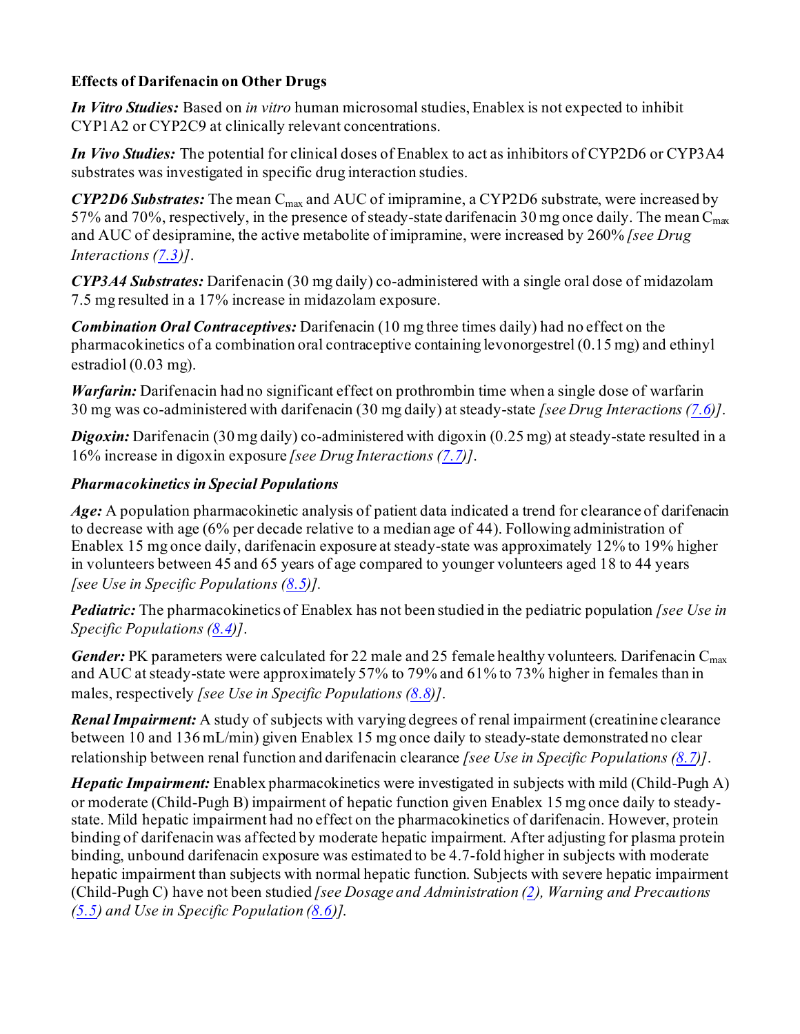**Effects of Darifenacin on Other Drugs**

***In Vitro Studies:*** Based on *in vitro* human microsomal studies, Enablex is not expected to inhibit CYP1A2 or CYP2C9 at clinically relevant concentrations.

***In Vivo Studies:*** The potential for clinical doses of Enablex to act as inhibitors of CYP2D6 or CYP3A4 substrates was investigated in specific drug interaction studies.

***CYP2D6 Substrates:*** The mean $C_{max}$ and AUC of imipramine, a CYP2D6 substrate, were increased by 57% and 70%, respectively, in the presence of steady-state darifenacin 30 mg once daily. The mean $C_{max}$ and AUC of desipramine, the active metabolite of imipramine, were increased by 260% *[see Drug Interactions (7.3)]*.

***CYP3A4 Substrates:*** Darifenacin (30 mg daily) co-administered with a single oral dose of midazolam 7.5 mg resulted in a 17% increase in midazolam exposure.

***Combination Oral Contraceptives:*** Darifenacin (10 mg three times daily) had no effect on the pharmacokinetics of a combination oral contraceptive containing levonorgestrel (0.15 mg) and ethinyl estradiol (0.03 mg).

***Warfarin:*** Darifenacin had no significant effect on prothrombin time when a single dose of warfarin 30 mg was co-administered with darifenacin (30 mg daily) at steady-state *[see Drug Interactions (7.6)]*.

***Digoxin:*** Darifenacin (30 mg daily) co-administered with digoxin (0.25 mg) at steady-state resulted in a 16% increase in digoxin exposure *[see Drug Interactions (7.7)]*.

***Pharmacokinetics in Special Populations***

***Age:*** A population pharmacokinetic analysis of patient data indicated a trend for clearance of darifenacin to decrease with age (6% per decade relative to a median age of 44). Following administration of Enablex 15 mg once daily, darifenacin exposure at steady-state was approximately 12% to 19% higher in volunteers between 45 and 65 years of age compared to younger volunteers aged 18 to 44 years *[see Use in Specific Populations (8.5)].*

***Pediatric:*** The pharmacokinetics of Enablex has not been studied in the pediatric population *[see Use in Specific Populations (8.4)]*.

***Gender:*** PK parameters were calculated for 22 male and 25 female healthy volunteers. Darifenacin $C_{max}$ and AUC at steady-state were approximately 57% to 79% and 61% to 73% higher in females than in males, respectively *[see Use in Specific Populations (8.8)]*.

***Renal Impairment:*** A study of subjects with varying degrees of renal impairment (creatinine clearance between 10 and 136 mL/min) given Enablex 15 mg once daily to steady-state demonstrated no clear relationship between renal function and darifenacin clearance *[see Use in Specific Populations (8.7)]*.

***Hepatic Impairment:*** Enablex pharmacokinetics were investigated in subjects with mild (Child-Pugh A) or moderate (Child-Pugh B) impairment of hepatic function given Enablex 15 mg once daily to steady-state. Mild hepatic impairment had no effect on the pharmacokinetics of darifenacin. However, protein binding of darifenacin was affected by moderate hepatic impairment. After adjusting for plasma protein binding, unbound darifenacin exposure was estimated to be 4.7-fold higher in subjects with moderate hepatic impairment than subjects with normal hepatic function. Subjects with severe hepatic impairment (Child-Pugh C) have not been studied *[see Dosage and Administration (2), Warning and Precautions (5.5) and Use in Specific Population (8.6)].*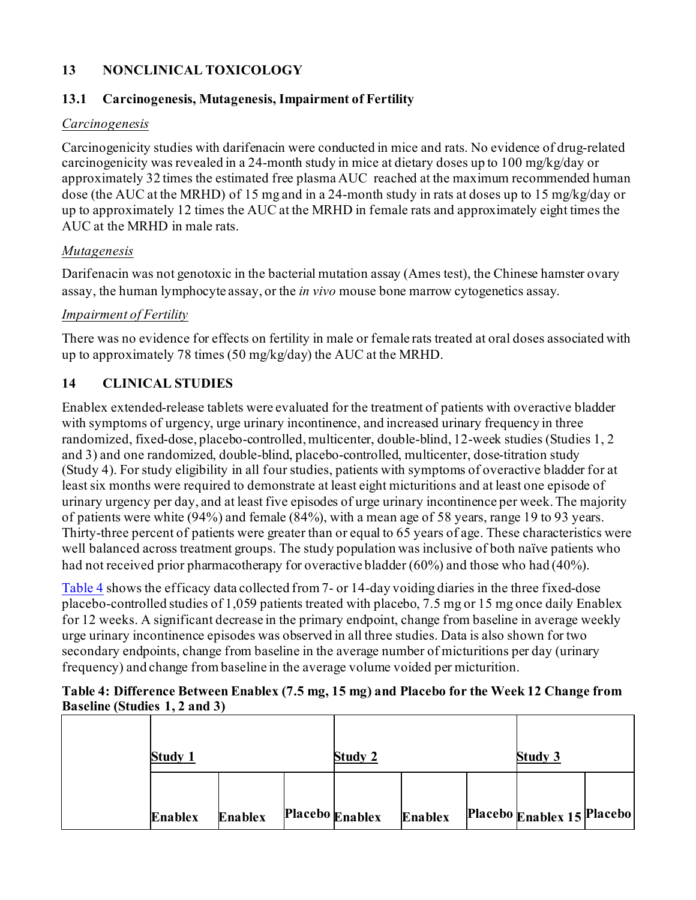## 13 NONCLINICAL TOXICOLOGY

### 13.1 Carcinogenesis, Mutagenesis, Impairment of Fertility

*Carcinogenesis*

Carcinogenicity studies with darifenacin were conducted in mice and rats. No evidence of drug-related carcinogenicity was revealed in a 24-month study in mice at dietary doses up to 100 mg/kg/day or approximately 32 times the estimated free plasma AUC reached at the maximum recommended human dose (the AUC at the MRHD) of 15 mg and in a 24-month study in rats at doses up to 15 mg/kg/day or up to approximately 12 times the AUC at the MRHD in female rats and approximately eight times the AUC at the MRHD in male rats.

*Mutagenesis*

Darifenacin was not genotoxic in the bacterial mutation assay (Ames test), the Chinese hamster ovary assay, the human lymphocyte assay, or the *in vivo* mouse bone marrow cytogenetics assay.

*Impairment of Fertility*

There was no evidence for effects on fertility in male or female rats treated at oral doses associated with up to approximately 78 times (50 mg/kg/day) the AUC at the MRHD.

## 14 CLINICAL STUDIES

Enablex extended-release tablets were evaluated for the treatment of patients with overactive bladder with symptoms of urgency, urge urinary incontinence, and increased urinary frequency in three randomized, fixed-dose, placebo-controlled, multicenter, double-blind, 12-week studies (Studies 1, 2 and 3) and one randomized, double-blind, placebo-controlled, multicenter, dose-titration study (Study 4). For study eligibility in all four studies, patients with symptoms of overactive bladder for at least six months were required to demonstrate at least eight micturitions and at least one episode of urinary urgency per day, and at least five episodes of urge urinary incontinence per week. The majority of patients were white (94%) and female (84%), with a mean age of 58 years, range 19 to 93 years. Thirty-three percent of patients were greater than or equal to 65 years of age. These characteristics were well balanced across treatment groups. The study population was inclusive of both naïve patients who had not received prior pharmacotherapy for overactive bladder (60%) and those who had (40%).

Table 4 shows the efficacy data collected from 7- or 14-day voiding diaries in the three fixed-dose placebo-controlled studies of 1,059 patients treated with placebo, 7.5 mg or 15 mg once daily Enablex for 12 weeks. A significant decrease in the primary endpoint, change from baseline in average weekly urge urinary incontinence episodes was observed in all three studies. Data is also shown for two secondary endpoints, change from baseline in the average number of micturitions per day (urinary frequency) and change from baseline in the average volume voided per micturition.

**Table 4: Difference Between Enablex (7.5 mg, 15 mg) and Placebo for the Week 12 Change from Baseline (Studies 1, 2 and 3)**

| | Study 1 | | | Study 2 | | | Study 3 | |
|---|---|---|---|---|---|---|---|---|
| | **Enablex** | **Enablex** | **Placebo** | **Enablex** | **Enablex** | **Placebo** | **Enablex 15** | **Placebo** |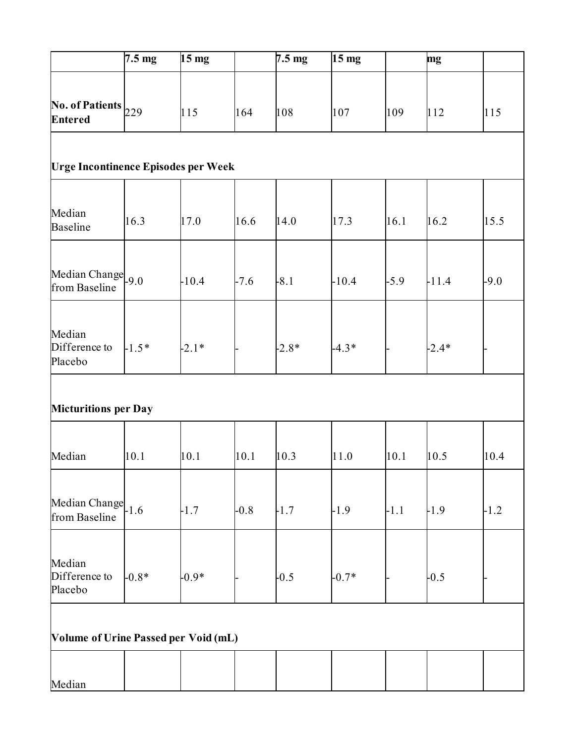| | 7.5 mg | 15 mg | | 7.5 mg | 15 mg | | mg | |
|---|---|---|---|---|---|---|---|---|
| **No. of Patients Entered** | 229 | 115 | 164 | 108 | 107 | 109 | 112 | 115 |
| **Urge Incontinence Episodes per Week** | | | | | | | | |
| Median Baseline | 16.3 | 17.0 | 16.6 | 14.0 | 17.3 | 16.1 | 16.2 | 15.5 |
| Median Change from Baseline | -9.0 | -10.4 | -7.6 | -8.1 | -10.4 | -5.9 | -11.4 | -9.0 |
| Median Difference to Placebo | -1.5* | -2.1* | - | -2.8* | -4.3* | - | -2.4* | - |
| **Micturitions per Day** | | | | | | | | |
| Median | 10.1 | 10.1 | 10.1 | 10.3 | 11.0 | 10.1 | 10.5 | 10.4 |
| Median Change from Baseline | -1.6 | -1.7 | -0.8 | -1.7 | -1.9 | -1.1 | -1.9 | -1.2 |
| Median Difference to Placebo | -0.8* | -0.9* | - | -0.5 | -0.7* | - | -0.5 | - |
| **Volume of Urine Passed per Void (mL)** | | | | | | | | |
| Median | | | | | | | | |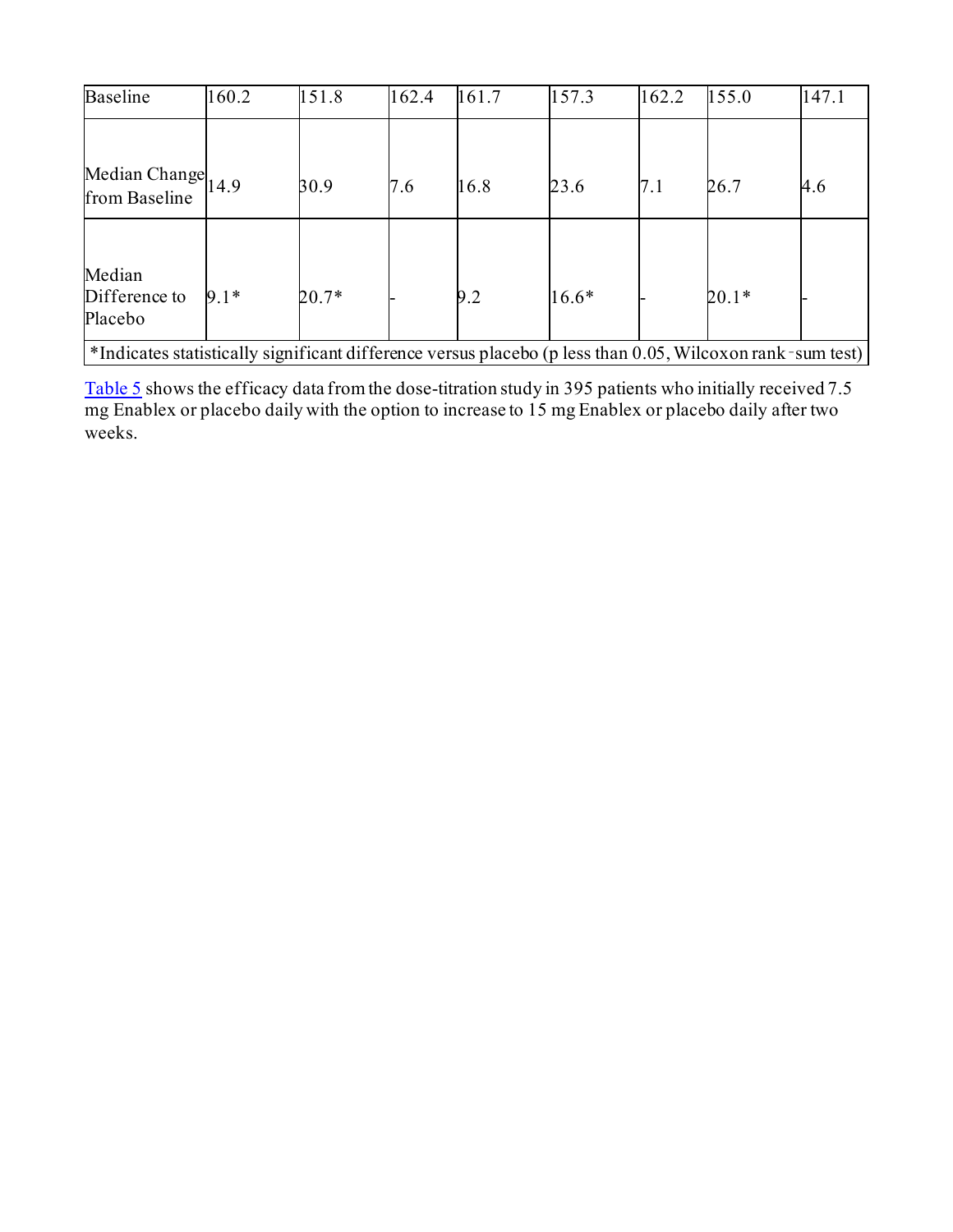| Baseline | 160.2 | 151.8 | 162.4 | 161.7 | 157.3 | 162.2 | 155.0 | 147.1 |
|---|---|---|---|---|---|---|---|---|
| Median Change from Baseline | 14.9 | 30.9 | 7.6 | 16.8 | 23.6 | 7.1 | 26.7 | 4.6 |
| Median Difference to Placebo | 9.1* | 20.7* | - | 9.2 | 16.6* | - | 20.1* | - |
| *Indicates statistically significant difference versus placebo (p less than 0.05, Wilcoxon rank-sum test) | | | | | | | | |

Table 5 shows the efficacy data from the dose-titration study in 395 patients who initially received 7.5 mg Enablex or placebo daily with the option to increase to 15 mg Enablex or placebo daily after two weeks.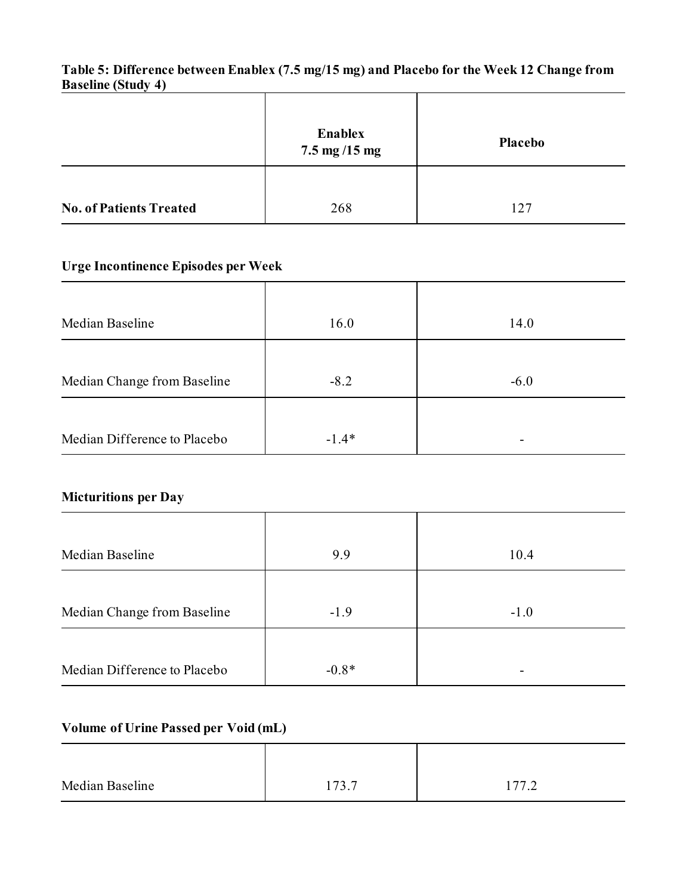**Table 5: Difference between Enablex (7.5 mg/15 mg) and Placebo for the Week 12 Change from Baseline (Study 4)**

| | Enablex 7.5 mg /15 mg | Placebo |
|---|---|---|
| **No. of Patients Treated** | 268 | 127 |
| **Urge Incontinence Episodes per Week** | | |
| Median Baseline | 16.0 | 14.0 |
| Median Change from Baseline | -8.2 | -6.0 |
| Median Difference to Placebo | -1.4* | - |
| **Micturitions per Day** | | |
| Median Baseline | 9.9 | 10.4 |
| Median Change from Baseline | -1.9 | -1.0 |
| Median Difference to Placebo | -0.8* | - |
| **Volume of Urine Passed per Void (mL)** | | |
| Median Baseline | 173.7 | 177.2 |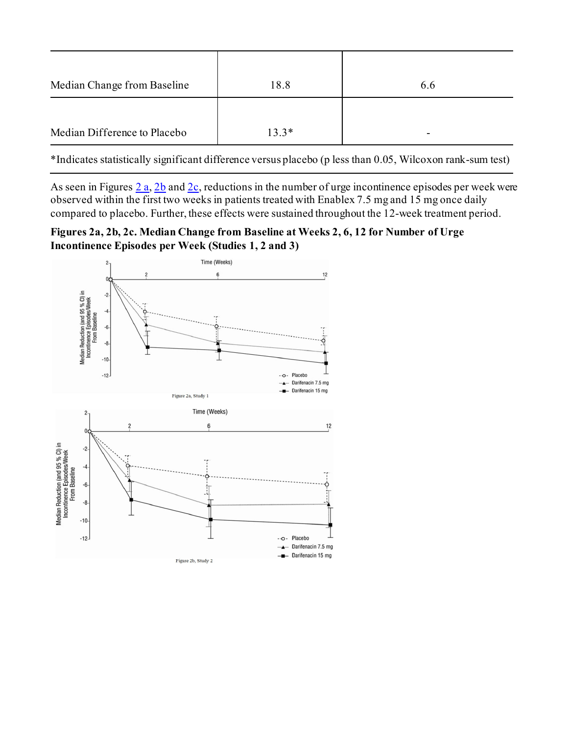| | | |
|---|---|---|
| Median Change from Baseline | 18.8 | 6.6 |
| Median Difference to Placebo | 13.3* | - |

*Indicates statistically significant difference versus placebo (p less than 0.05, Wilcoxon rank-sum test)

As seen in Figures 2 a, 2b and 2c, reductions in the number of urge incontinence episodes per week were observed within the first two weeks in patients treated with Enablex 7.5 mg and 15 mg once daily compared to placebo. Further, these effects were sustained throughout the 12-week treatment period.

**Figures 2a, 2b, 2c. Median Change from Baseline at Weeks 2, 6, 12 for Number of Urge Incontinence Episodes per Week (Studies 1, 2 and 3)**

Figure 2a, Study 1

Figure 2b, Study 2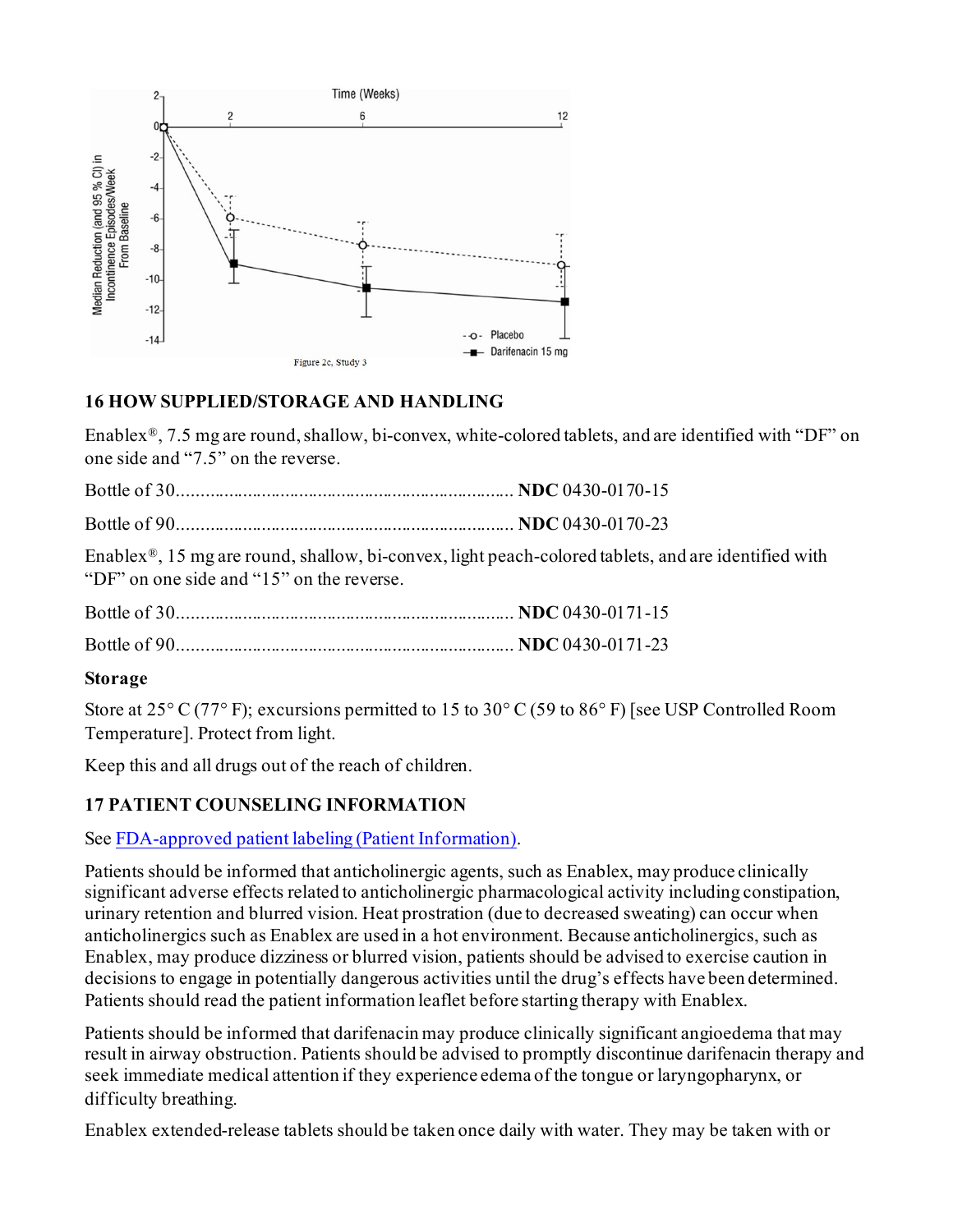Figure 2c, Study 3

## 16 HOW SUPPLIED/STORAGE AND HANDLING

Enablex®, 7.5 mg are round, shallow, bi-convex, white-colored tablets, and are identified with "DF" on one side and "7.5" on the reverse.

Bottle of 30........................................................................ **NDC** 0430-0170-15

Bottle of 90........................................................................ **NDC** 0430-0170-23

Enablex®, 15 mg are round, shallow, bi-convex, light peach-colored tablets, and are identified with "DF" on one side and "15" on the reverse.

Bottle of 30........................................................................ **NDC** 0430-0171-15

Bottle of 90........................................................................ **NDC** 0430-0171-23

### Storage

Store at 25° C (77° F); excursions permitted to 15 to 30° C (59 to 86° F) [see USP Controlled Room Temperature]. Protect from light.

Keep this and all drugs out of the reach of children.

## 17 PATIENT COUNSELING INFORMATION

See FDA-approved patient labeling (Patient Information).

Patients should be informed that anticholinergic agents, such as Enablex, may produce clinically significant adverse effects related to anticholinergic pharmacological activity including constipation, urinary retention and blurred vision. Heat prostration (due to decreased sweating) can occur when anticholinergics such as Enablex are used in a hot environment. Because anticholinergics, such as Enablex, may produce dizziness or blurred vision, patients should be advised to exercise caution in decisions to engage in potentially dangerous activities until the drug's effects have been determined. Patients should read the patient information leaflet before starting therapy with Enablex.

Patients should be informed that darifenacin may produce clinically significant angioedema that may result in airway obstruction. Patients should be advised to promptly discontinue darifenacin therapy and seek immediate medical attention if they experience edema of the tongue or laryngopharynx, or difficulty breathing.

Enablex extended-release tablets should be taken once daily with water. They may be taken with or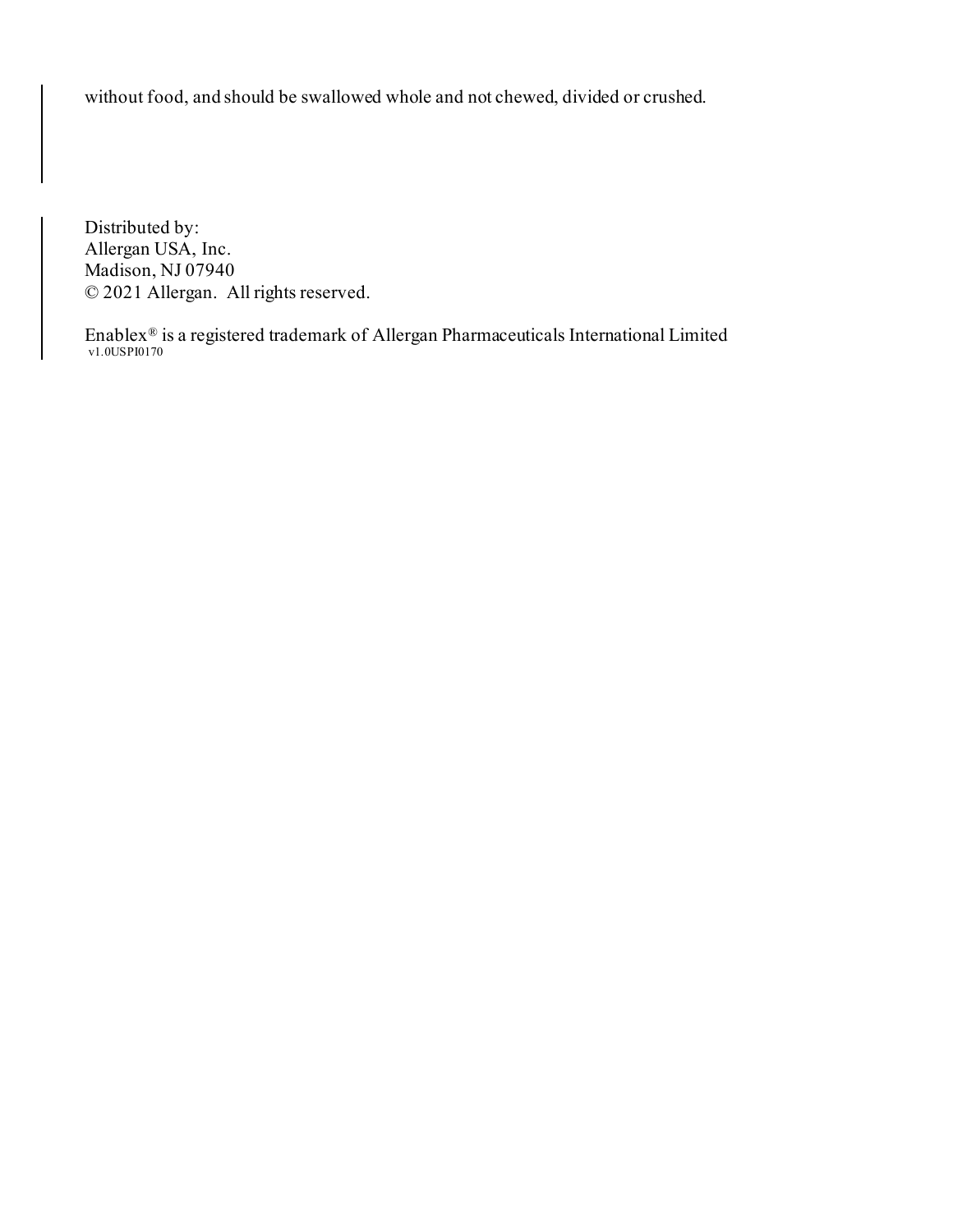without food, and should be swallowed whole and not chewed, divided or crushed.

Distributed by:  
Allergan USA, Inc.  
Madison, NJ 07940  
© 2021 Allergan. All rights reserved.

Enablex® is a registered trademark of Allergan Pharmaceuticals International Limited  
v1.0USPI0170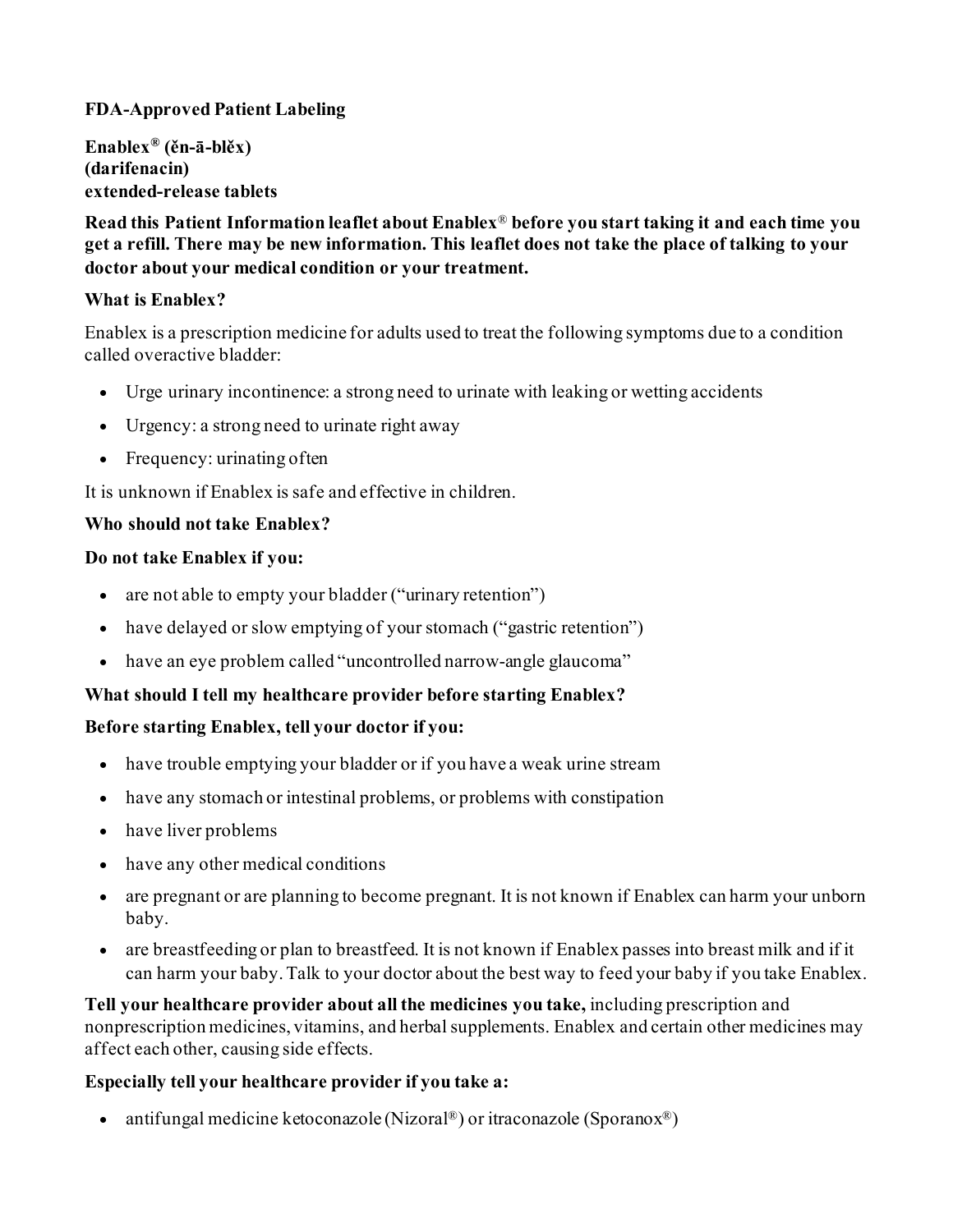**FDA-Approved Patient Labeling**

**Enablex® (ĕn-ā-blĕx)**
**(darifenacin)**
**extended-release tablets**

**Read this Patient Information leaflet about Enablex® before you start taking it and each time you get a refill. There may be new information. This leaflet does not take the place of talking to your doctor about your medical condition or your treatment.**

**What is Enablex?**

Enablex is a prescription medicine for adults used to treat the following symptoms due to a condition called overactive bladder:

- Urge urinary incontinence: a strong need to urinate with leaking or wetting accidents
- Urgency: a strong need to urinate right away
- Frequency: urinating often

It is unknown if Enablex is safe and effective in children.

**Who should not take Enablex?**

**Do not take Enablex if you:**

- are not able to empty your bladder ("urinary retention")
- have delayed or slow emptying of your stomach ("gastric retention")
- have an eye problem called "uncontrolled narrow-angle glaucoma"

**What should I tell my healthcare provider before starting Enablex?**

**Before starting Enablex, tell your doctor if you:**

- have trouble emptying your bladder or if you have a weak urine stream
- have any stomach or intestinal problems, or problems with constipation
- have liver problems
- have any other medical conditions
- are pregnant or are planning to become pregnant. It is not known if Enablex can harm your unborn baby.
- are breastfeeding or plan to breastfeed. It is not known if Enablex passes into breast milk and if it can harm your baby. Talk to your doctor about the best way to feed your baby if you take Enablex.

**Tell your healthcare provider about all the medicines you take,** including prescription and nonprescription medicines, vitamins, and herbal supplements. Enablex and certain other medicines may affect each other, causing side effects.

**Especially tell your healthcare provider if you take a:**

- antifungal medicine ketoconazole (Nizoral®) or itraconazole (Sporanox®)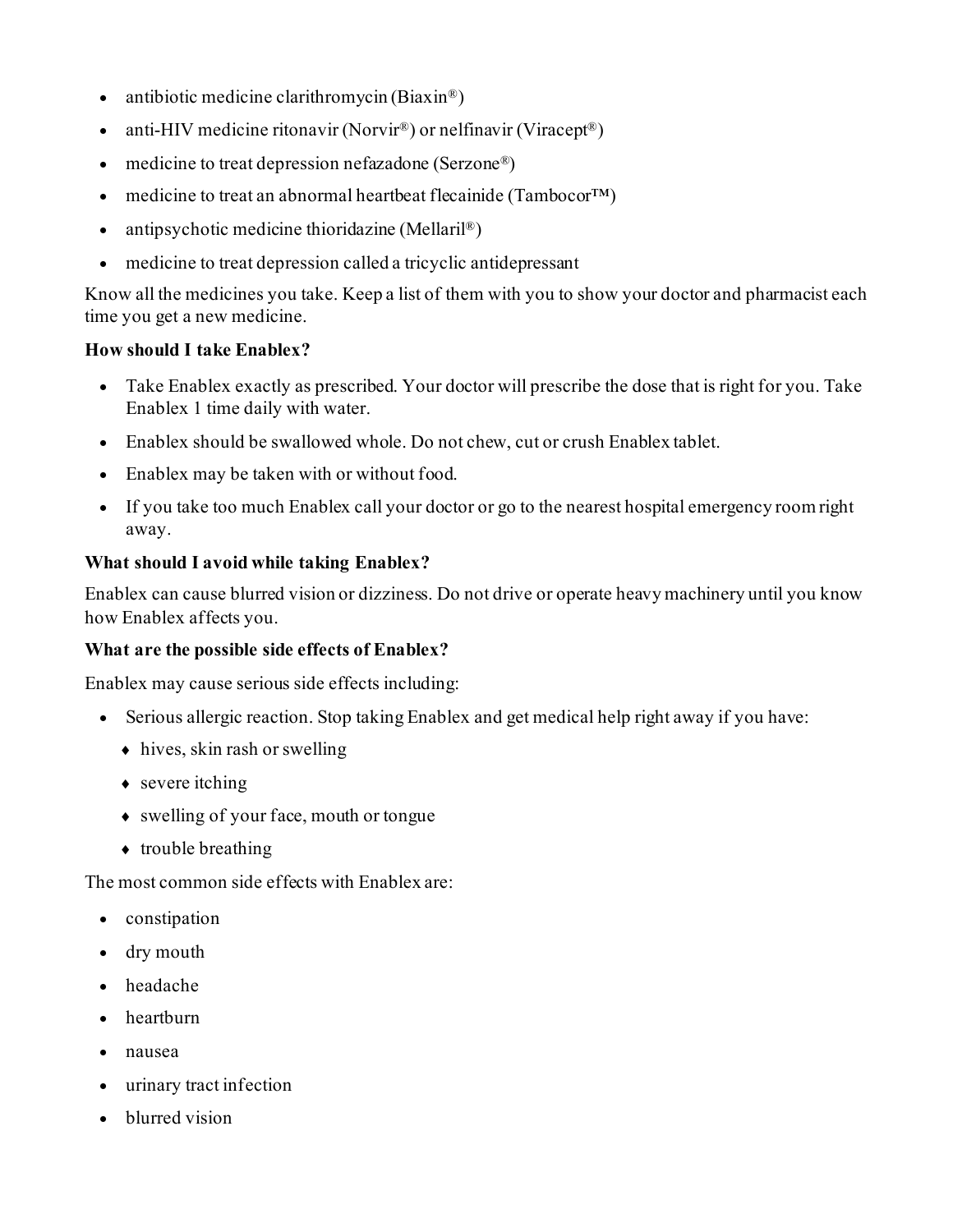- antibiotic medicine clarithromycin (Biaxin®)
- anti-HIV medicine ritonavir (Norvir®) or nelfinavir (Viracept®)
- medicine to treat depression nefazadone (Serzone®)
- medicine to treat an abnormal heartbeat flecainide (Tambocor™)
- antipsychotic medicine thioridazine (Mellaril®)
- medicine to treat depression called a tricyclic antidepressant

Know all the medicines you take. Keep a list of them with you to show your doctor and pharmacist each time you get a new medicine.

**How should I take Enablex?**

- Take Enablex exactly as prescribed. Your doctor will prescribe the dose that is right for you. Take Enablex 1 time daily with water.
- Enablex should be swallowed whole. Do not chew, cut or crush Enablex tablet.
- Enablex may be taken with or without food.
- If you take too much Enablex call your doctor or go to the nearest hospital emergency room right away.

**What should I avoid while taking Enablex?**

Enablex can cause blurred vision or dizziness. Do not drive or operate heavy machinery until you know how Enablex affects you.

**What are the possible side effects of Enablex?**

Enablex may cause serious side effects including:

- Serious allergic reaction. Stop taking Enablex and get medical help right away if you have:
  - hives, skin rash or swelling
  - severe itching
  - swelling of your face, mouth or tongue
  - trouble breathing

The most common side effects with Enablex are:

- constipation
- dry mouth
- headache
- heartburn
- nausea
- urinary tract infection
- blurred vision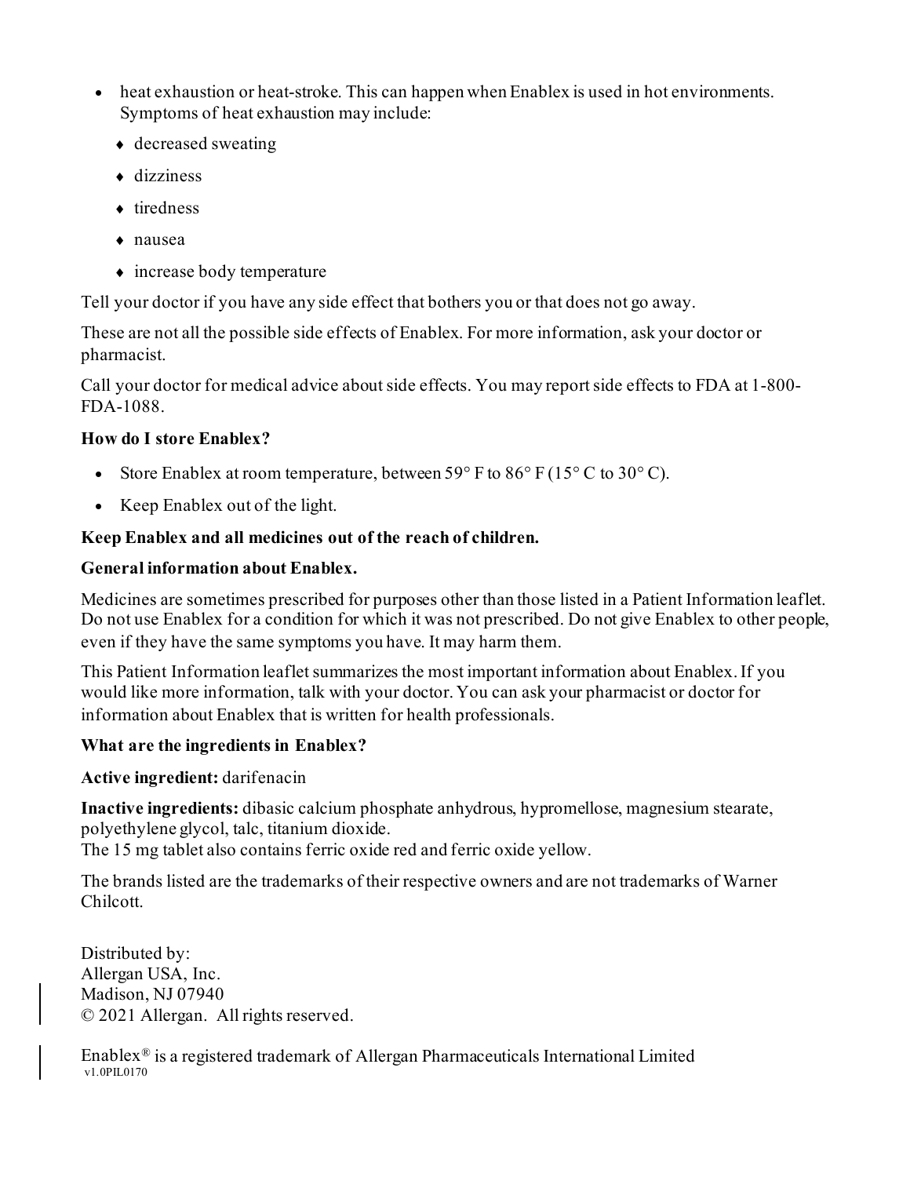- heat exhaustion or heat-stroke. This can happen when Enablex is used in hot environments. Symptoms of heat exhaustion may include:
  - decreased sweating
  - dizziness
  - tiredness
  - nausea
  - increase body temperature

Tell your doctor if you have any side effect that bothers you or that does not go away.

These are not all the possible side effects of Enablex. For more information, ask your doctor or pharmacist.

Call your doctor for medical advice about side effects. You may report side effects to FDA at 1-800-FDA-1088.

**How do I store Enablex?**

- Store Enablex at room temperature, between 59° F to 86° F (15° C to 30° C).
- Keep Enablex out of the light.

**Keep Enablex and all medicines out of the reach of children.**

**General information about Enablex.**

Medicines are sometimes prescribed for purposes other than those listed in a Patient Information leaflet. Do not use Enablex for a condition for which it was not prescribed. Do not give Enablex to other people, even if they have the same symptoms you have. It may harm them.

This Patient Information leaflet summarizes the most important information about Enablex. If you would like more information, talk with your doctor. You can ask your pharmacist or doctor for information about Enablex that is written for health professionals.

**What are the ingredients in Enablex?**

**Active ingredient:** darifenacin

**Inactive ingredients:** dibasic calcium phosphate anhydrous, hypromellose, magnesium stearate, polyethylene glycol, talc, titanium dioxide.
The 15 mg tablet also contains ferric oxide red and ferric oxide yellow.

The brands listed are the trademarks of their respective owners and are not trademarks of Warner Chilcott.

Distributed by:
Allergan USA, Inc.
Madison, NJ 07940
© 2021 Allergan. All rights reserved.

Enablex® is a registered trademark of Allergan Pharmaceuticals International Limited
v1.0PIL0170